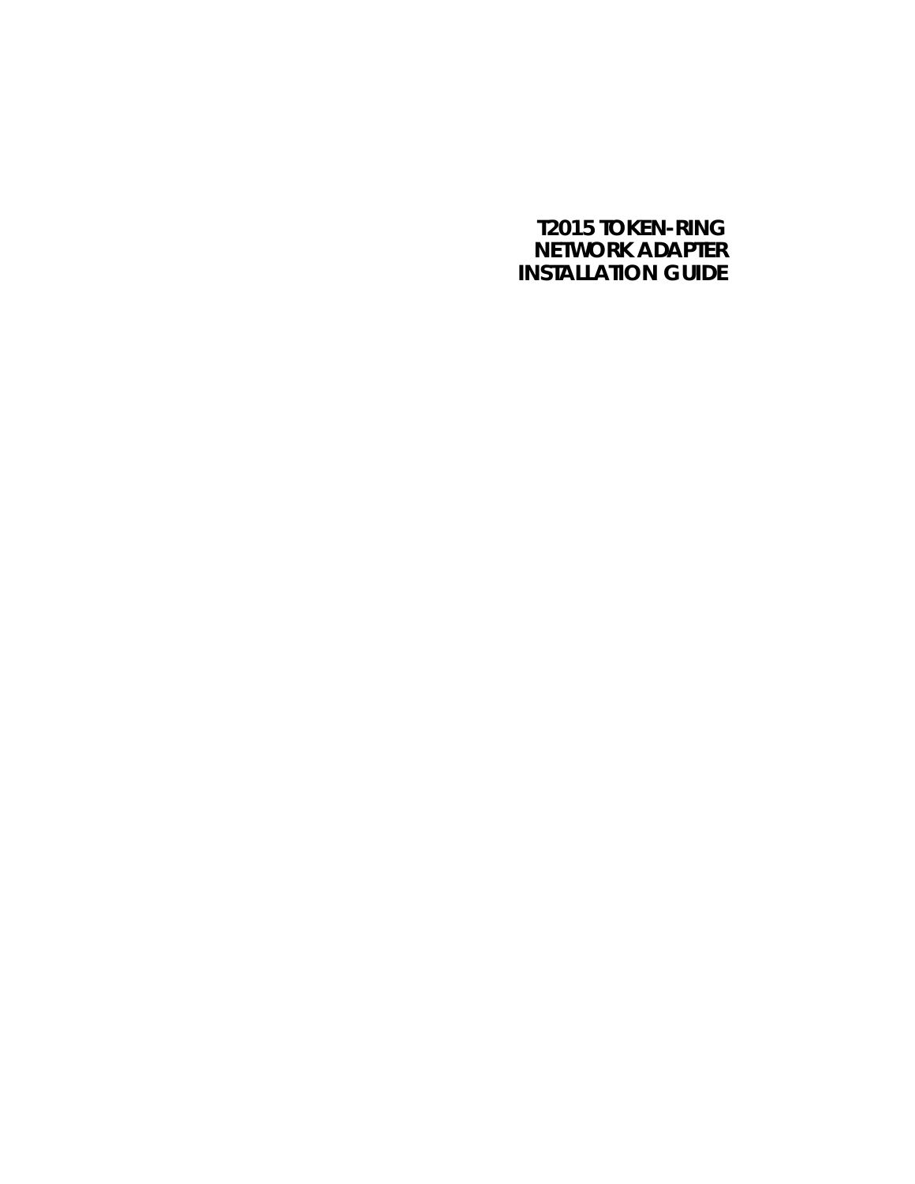# T2015 TOKEN-RING NETWORK ADAPTER INSTALLATION GUIDE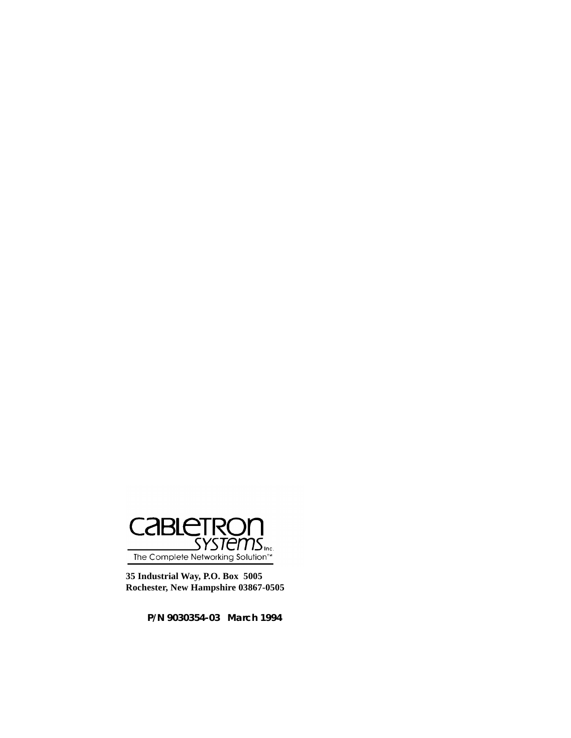CABLETRON SYSTEMS Inc.

The Complete Networking Solution™

**35 Industrial Way, P.O. Box 5005**
**Rochester, New Hampshire 03867-0505**

**P/N 9030354-03 March 1994**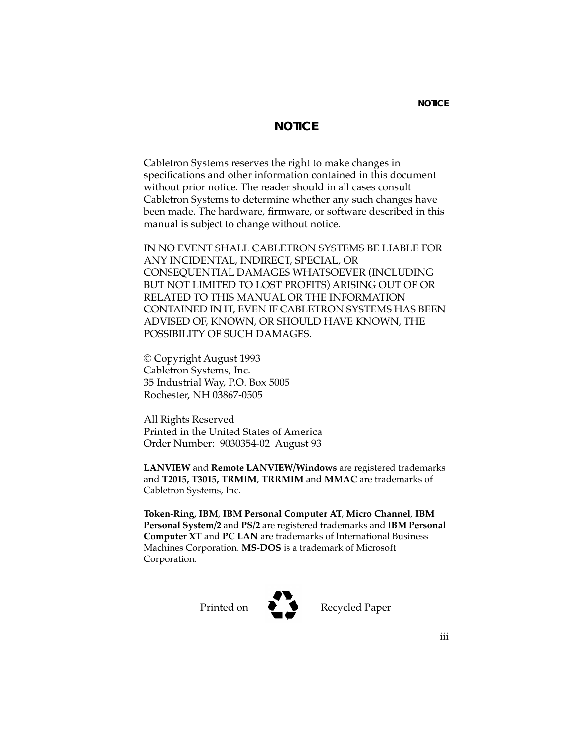# NOTICE

Cabletron Systems reserves the right to make changes in specifications and other information contained in this document without prior notice. The reader should in all cases consult Cabletron Systems to determine whether any such changes have been made. The hardware, firmware, or software described in this manual is subject to change without notice.

IN NO EVENT SHALL CABLETRON SYSTEMS BE LIABLE FOR ANY INCIDENTAL, INDIRECT, SPECIAL, OR CONSEQUENTIAL DAMAGES WHATSOEVER (INCLUDING BUT NOT LIMITED TO LOST PROFITS) ARISING OUT OF OR RELATED TO THIS MANUAL OR THE INFORMATION CONTAINED IN IT, EVEN IF CABLETRON SYSTEMS HAS BEEN ADVISED OF, KNOWN, OR SHOULD HAVE KNOWN, THE POSSIBILITY OF SUCH DAMAGES.

© Copyright August 1993
Cabletron Systems, Inc.
35 Industrial Way, P.O. Box 5005
Rochester, NH 03867-0505

All Rights Reserved
Printed in the United States of America
Order Number: 9030354-02 August 93

**LANVIEW** and **Remote LANVIEW/Windows** are registered trademarks and **T2015, T3015, TRMIM**, **TRRMIM** and **MMAC** are trademarks of Cabletron Systems, Inc.

**Token-Ring, IBM**, **IBM Personal Computer AT**, **Micro Channel**, **IBM Personal System/2** and **PS/2** are registered trademarks and **IBM Personal Computer XT** and **PC LAN** are trademarks of International Business Machines Corporation. **MS-DOS** is a trademark of Microsoft Corporation.

Printed on Recycled Paper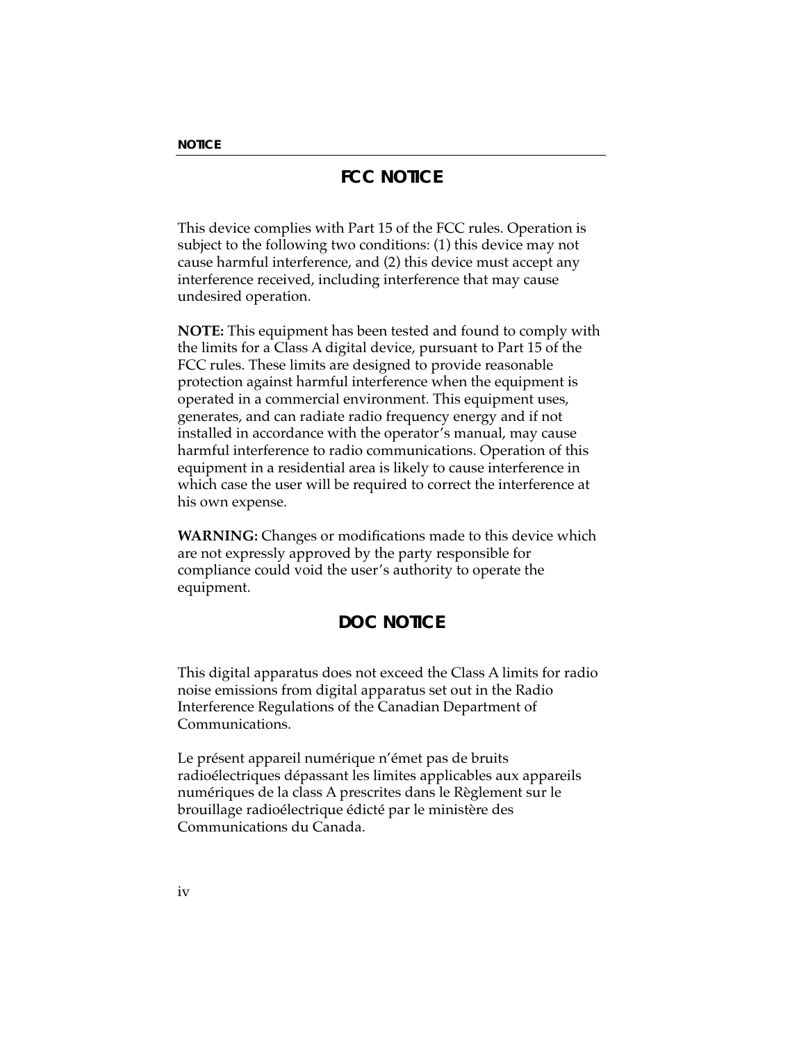## FCC NOTICE

This device complies with Part 15 of the FCC rules. Operation is subject to the following two conditions: (1) this device may not cause harmful interference, and (2) this device must accept any interference received, including interference that may cause undesired operation.

**NOTE:** This equipment has been tested and found to comply with the limits for a Class A digital device, pursuant to Part 15 of the FCC rules. These limits are designed to provide reasonable protection against harmful interference when the equipment is operated in a commercial environment. This equipment uses, generates, and can radiate radio frequency energy and if not installed in accordance with the operator's manual, may cause harmful interference to radio communications. Operation of this equipment in a residential area is likely to cause interference in which case the user will be required to correct the interference at his own expense.

**WARNING:** Changes or modifications made to this device which are not expressly approved by the party responsible for compliance could void the user's authority to operate the equipment.

## DOC NOTICE

This digital apparatus does not exceed the Class A limits for radio noise emissions from digital apparatus set out in the Radio Interference Regulations of the Canadian Department of Communications.

Le présent appareil numérique n'émet pas de bruits radioélectriques dépassant les limites applicables aux appareils numériques de la class A prescrites dans le Règlement sur le brouillage radioélectrique édicté par le ministère des Communications du Canada.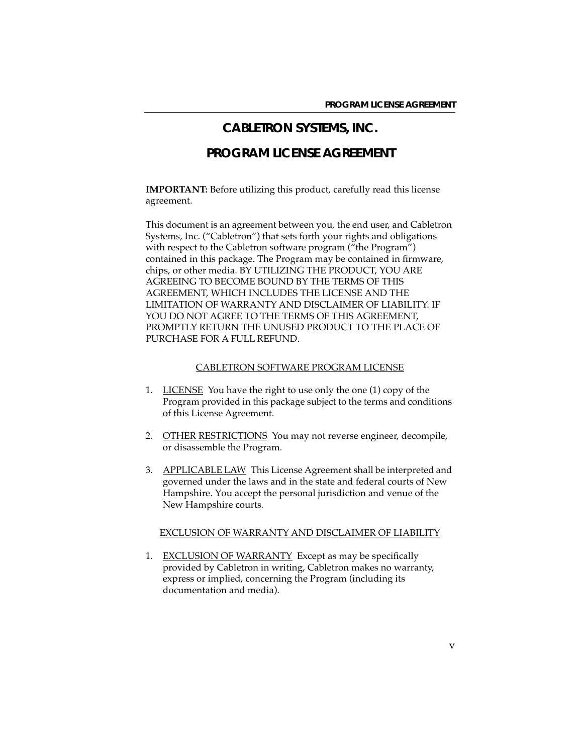# CABLETRON SYSTEMS, INC.

# PROGRAM LICENSE AGREEMENT

**IMPORTANT:** Before utilizing this product, carefully read this license agreement.

This document is an agreement between you, the end user, and Cabletron Systems, Inc. ("Cabletron") that sets forth your rights and obligations with respect to the Cabletron software program ("the Program") contained in this package. The Program may be contained in firmware, chips, or other media. BY UTILIZING THE PRODUCT, YOU ARE AGREEING TO BECOME BOUND BY THE TERMS OF THIS AGREEMENT, WHICH INCLUDES THE LICENSE AND THE LIMITATION OF WARRANTY AND DISCLAIMER OF LIABILITY. IF YOU DO NOT AGREE TO THE TERMS OF THIS AGREEMENT, PROMPTLY RETURN THE UNUSED PRODUCT TO THE PLACE OF PURCHASE FOR A FULL REFUND.

## CABLETRON SOFTWARE PROGRAM LICENSE

1. LICENSE You have the right to use only the one (1) copy of the Program provided in this package subject to the terms and conditions of this License Agreement.

2. OTHER RESTRICTIONS You may not reverse engineer, decompile, or disassemble the Program.

3. APPLICABLE LAW This License Agreement shall be interpreted and governed under the laws and in the state and federal courts of New Hampshire. You accept the personal jurisdiction and venue of the New Hampshire courts.

## EXCLUSION OF WARRANTY AND DISCLAIMER OF LIABILITY

1. EXCLUSION OF WARRANTY Except as may be specifically provided by Cabletron in writing, Cabletron makes no warranty, express or implied, concerning the Program (including its documentation and media).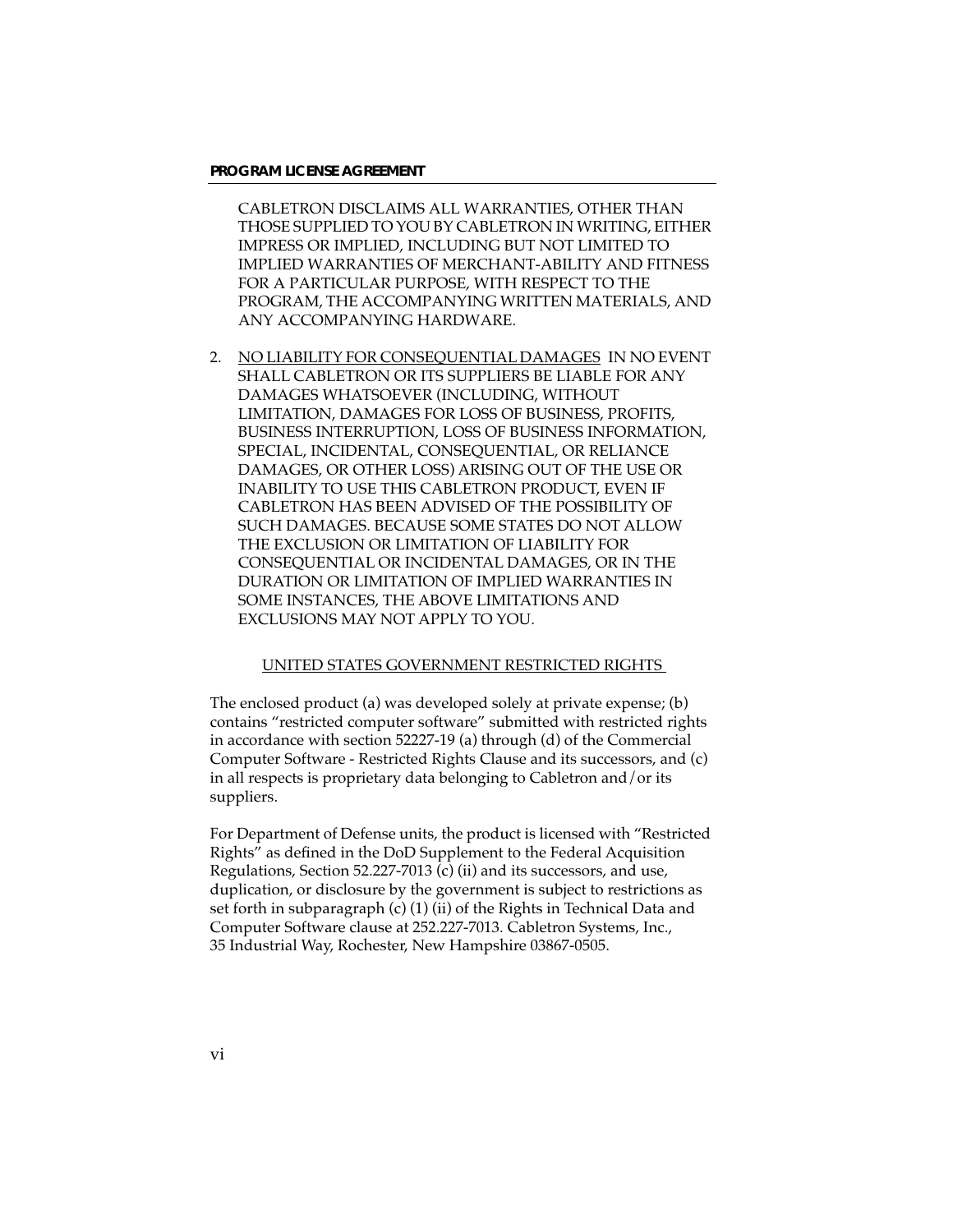CABLETRON DISCLAIMS ALL WARRANTIES, OTHER THAN THOSE SUPPLIED TO YOU BY CABLETRON IN WRITING, EITHER IMPRESS OR IMPLIED, INCLUDING BUT NOT LIMITED TO IMPLIED WARRANTIES OF MERCHANT-ABILITY AND FITNESS FOR A PARTICULAR PURPOSE, WITH RESPECT TO THE PROGRAM, THE ACCOMPANYING WRITTEN MATERIALS, AND ANY ACCOMPANYING HARDWARE.

2. <u>NO LIABILITY FOR CONSEQUENTIAL DAMAGES</u> IN NO EVENT SHALL CABLETRON OR ITS SUPPLIERS BE LIABLE FOR ANY DAMAGES WHATSOEVER (INCLUDING, WITHOUT LIMITATION, DAMAGES FOR LOSS OF BUSINESS, PROFITS, BUSINESS INTERRUPTION, LOSS OF BUSINESS INFORMATION, SPECIAL, INCIDENTAL, CONSEQUENTIAL, OR RELIANCE DAMAGES, OR OTHER LOSS) ARISING OUT OF THE USE OR INABILITY TO USE THIS CABLETRON PRODUCT, EVEN IF CABLETRON HAS BEEN ADVISED OF THE POSSIBILITY OF SUCH DAMAGES. BECAUSE SOME STATES DO NOT ALLOW THE EXCLUSION OR LIMITATION OF LIABILITY FOR CONSEQUENTIAL OR INCIDENTAL DAMAGES, OR IN THE DURATION OR LIMITATION OF IMPLIED WARRANTIES IN SOME INSTANCES, THE ABOVE LIMITATIONS AND EXCLUSIONS MAY NOT APPLY TO YOU.

<u>UNITED STATES GOVERNMENT RESTRICTED RIGHTS</u>

The enclosed product (a) was developed solely at private expense; (b) contains "restricted computer software" submitted with restricted rights in accordance with section 52227-19 (a) through (d) of the Commercial Computer Software - Restricted Rights Clause and its successors, and (c) in all respects is proprietary data belonging to Cabletron and/or its suppliers.

For Department of Defense units, the product is licensed with "Restricted Rights" as defined in the DoD Supplement to the Federal Acquisition Regulations, Section 52.227-7013 (c) (ii) and its successors, and use, duplication, or disclosure by the government is subject to restrictions as set forth in subparagraph (c) (1) (ii) of the Rights in Technical Data and Computer Software clause at 252.227-7013. Cabletron Systems, Inc., 35 Industrial Way, Rochester, New Hampshire 03867-0505.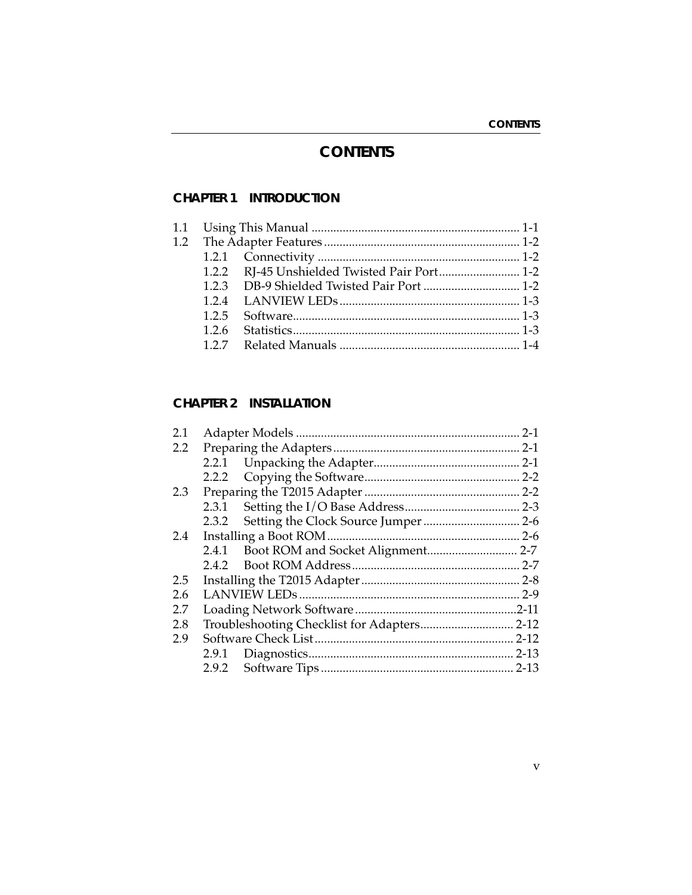# CONTENTS

## CHAPTER 1 INTRODUCTION

1.1 Using This Manual .................................................................. 1-1
1.2 The Adapter Features .............................................................. 1-2
  1.2.1 Connectivity ................................................................ 1-2
  1.2.2 RJ-45 Unshielded Twisted Pair Port.......................... 1-2
  1.2.3 DB-9 Shielded Twisted Pair Port ............................... 1-2
  1.2.4 LANVIEW LEDs.......................................................... 1-3
  1.2.5 Software......................................................................... 1-3
  1.2.6 Statistics......................................................................... 1-3
  1.2.7 Related Manuals .......................................................... 1-4

## CHAPTER 2 INSTALLATION

2.1 Adapter Models ....................................................................... 2-1
2.2 Preparing the Adapters ........................................................... 2-1
  2.2.1 Unpacking the Adapter............................................... 2-1
  2.2.2 Copying the Software.................................................. 2-2
2.3 Preparing the T2015 Adapter ................................................. 2-2
  2.3.1 Setting the I/O Base Address..................................... 2-3
  2.3.2 Setting the Clock Source Jumper ............................... 2-6
2.4 Installing a Boot ROM............................................................. 2-6
  2.4.1 Boot ROM and Socket Alignment............................. 2-7
  2.4.2 Boot ROM Address...................................................... 2-7
2.5 Installing the T2015 Adapter ................................................... 2-8
2.6 LANVIEW LEDs...................................................................... 2-9
2.7 Loading Network Software ...................................................2-11
2.8 Troubleshooting Checklist for Adapters.............................. 2-12
2.9 Software Check List ............................................................... 2-12
  2.9.1 Diagnostics................................................................. 2-13
  2.9.2 Software Tips ............................................................. 2-13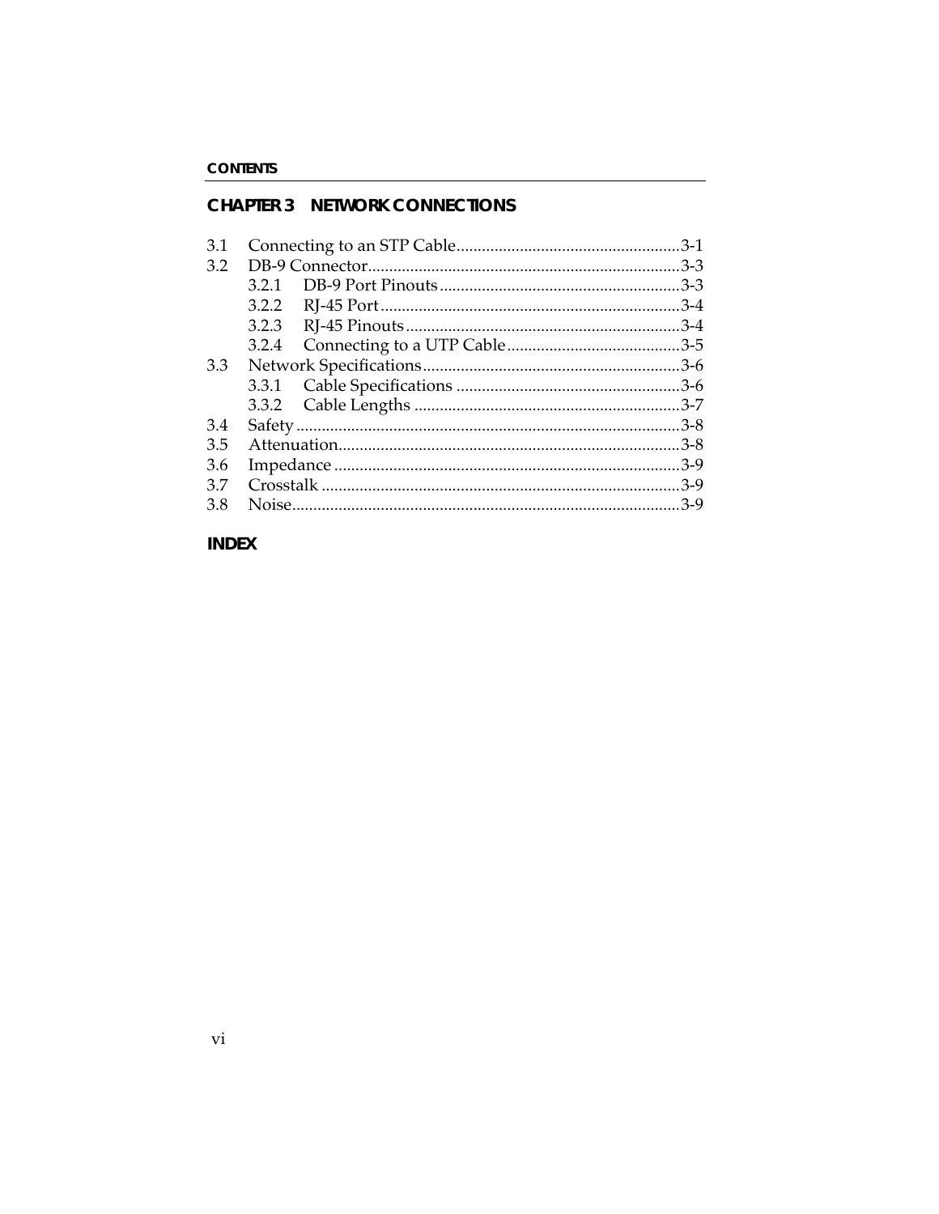## CHAPTER 3 NETWORK CONNECTIONS

3.1 Connecting to an STP Cable....................................................3-1
3.2 DB-9 Connector.........................................................................3-3
  3.2.1 DB-9 Port Pinouts........................................................3-3
  3.2.2 RJ-45 Port......................................................................3-4
  3.2.3 RJ-45 Pinouts................................................................3-4
  3.2.4 Connecting to a UTP Cable.........................................3-5
3.3 Network Specifications............................................................3-6
  3.3.1 Cable Specifications ....................................................3-6
  3.3.2 Cable Lengths ..............................................................3-7
3.4 Safety ..........................................................................................3-8
3.5 Attenuation................................................................................3-8
3.6 Impedance .................................................................................3-9
3.7 Crosstalk ....................................................................................3-9
3.8 Noise...........................................................................................3-9

## INDEX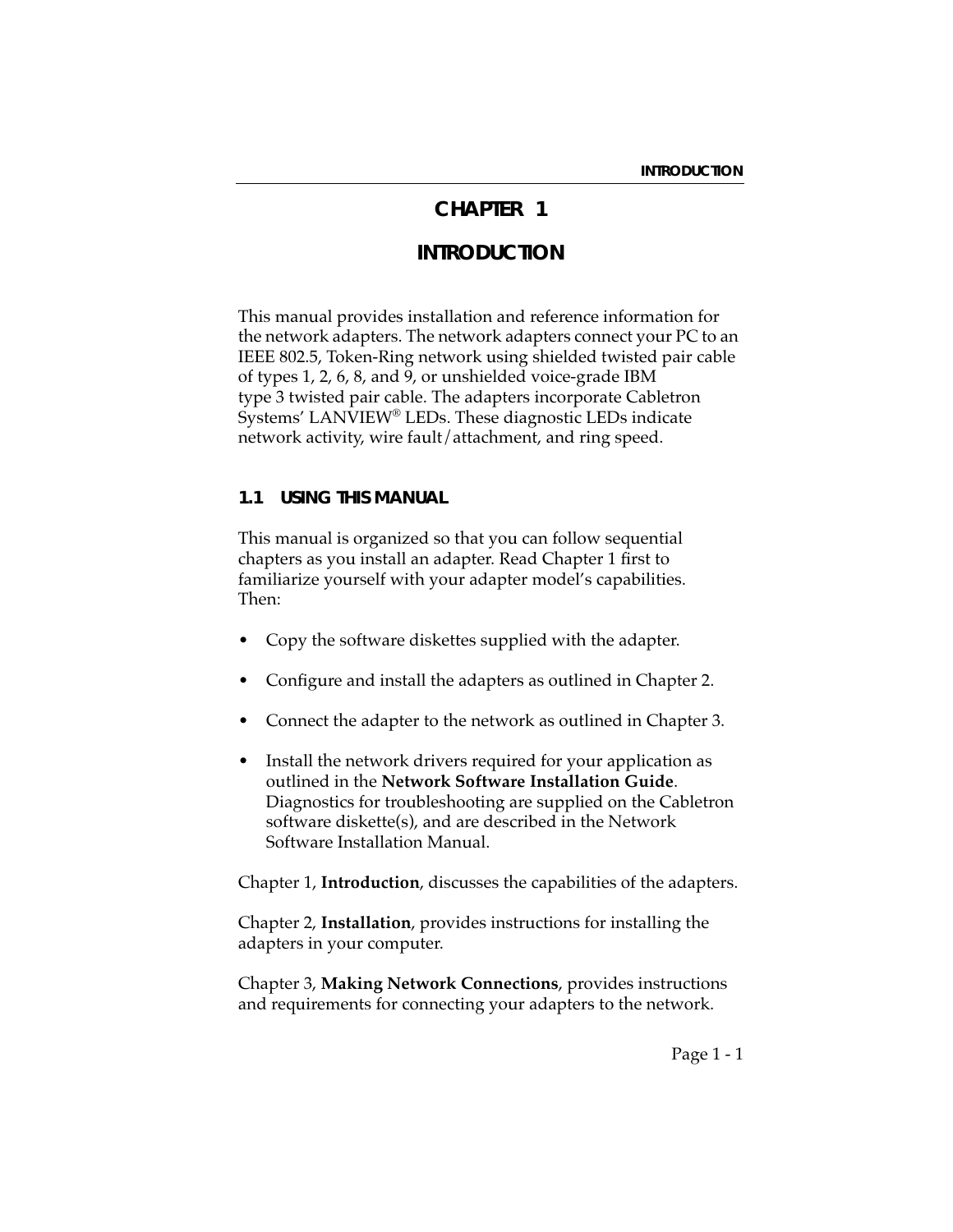# CHAPTER 1

# INTRODUCTION

This manual provides installation and reference information for the network adapters. The network adapters connect your PC to an IEEE 802.5, Token-Ring network using shielded twisted pair cable of types 1, 2, 6, 8, and 9, or unshielded voice-grade IBM type 3 twisted pair cable. The adapters incorporate Cabletron Systems' LANVIEW® LEDs. These diagnostic LEDs indicate network activity, wire fault/attachment, and ring speed.

## 1.1 USING THIS MANUAL

This manual is organized so that you can follow sequential chapters as you install an adapter. Read Chapter 1 first to familiarize yourself with your adapter model's capabilities. Then:

- Copy the software diskettes supplied with the adapter.
- Configure and install the adapters as outlined in Chapter 2.
- Connect the adapter to the network as outlined in Chapter 3.
- Install the network drivers required for your application as outlined in the **Network Software Installation Guide**. Diagnostics for troubleshooting are supplied on the Cabletron software diskette(s), and are described in the Network Software Installation Manual.

Chapter 1, **Introduction**, discusses the capabilities of the adapters.

Chapter 2, **Installation**, provides instructions for installing the adapters in your computer.

Chapter 3, **Making Network Connections**, provides instructions and requirements for connecting your adapters to the network.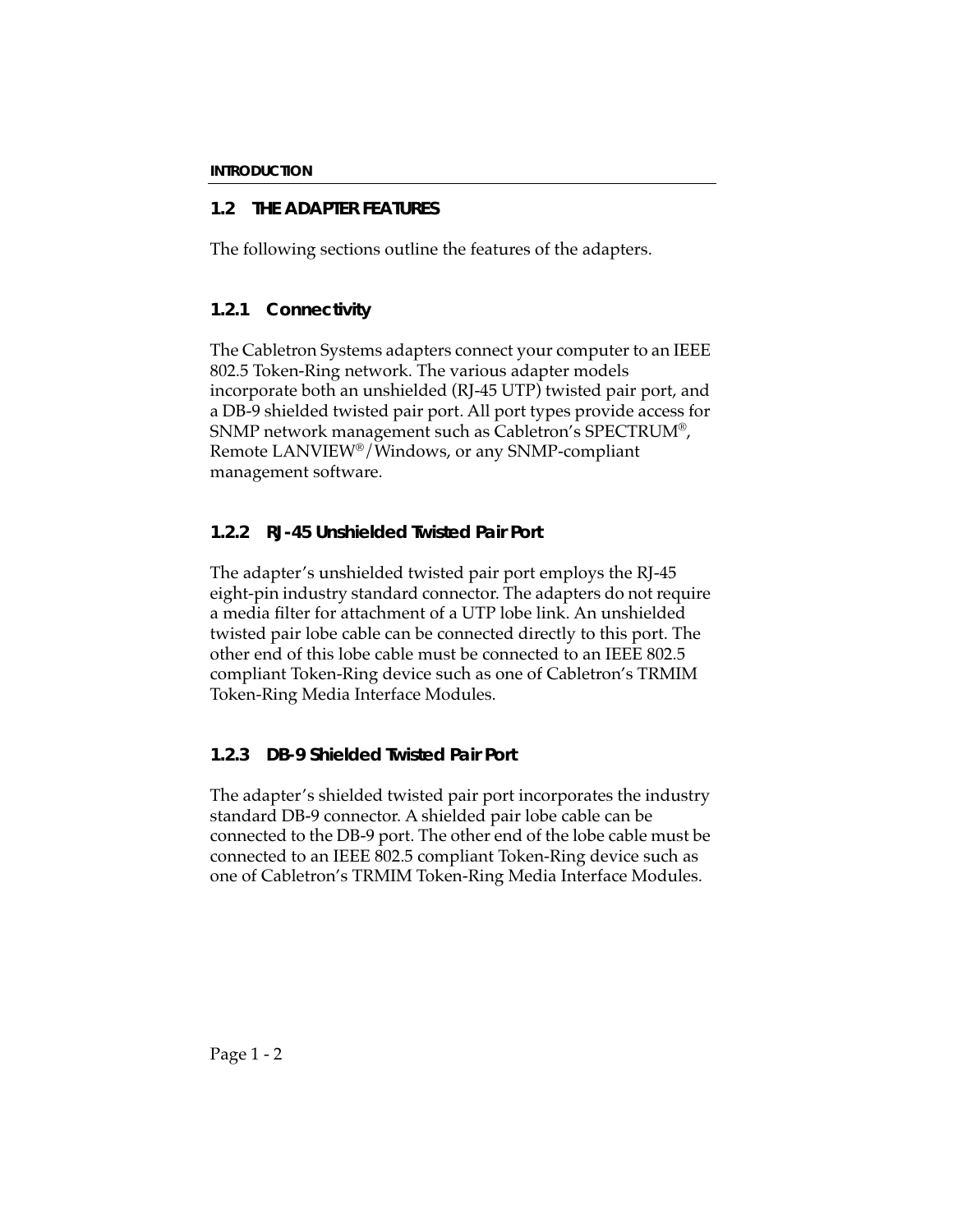## 1.2 THE ADAPTER FEATURES

The following sections outline the features of the adapters.

### 1.2.1 Connectivity

The Cabletron Systems adapters connect your computer to an IEEE 802.5 Token-Ring network. The various adapter models incorporate both an unshielded (RJ-45 UTP) twisted pair port, and a DB-9 shielded twisted pair port. All port types provide access for SNMP network management such as Cabletron's SPECTRUM®, Remote LANVIEW®/Windows, or any SNMP-compliant management software.

### 1.2.2 RJ-45 Unshielded Twisted Pair Port

The adapter's unshielded twisted pair port employs the RJ-45 eight-pin industry standard connector. The adapters do not require a media filter for attachment of a UTP lobe link. An unshielded twisted pair lobe cable can be connected directly to this port. The other end of this lobe cable must be connected to an IEEE 802.5 compliant Token-Ring device such as one of Cabletron's TRMIM Token-Ring Media Interface Modules.

### 1.2.3 DB-9 Shielded Twisted Pair Port

The adapter's shielded twisted pair port incorporates the industry standard DB-9 connector. A shielded pair lobe cable can be connected to the DB-9 port. The other end of the lobe cable must be connected to an IEEE 802.5 compliant Token-Ring device such as one of Cabletron's TRMIM Token-Ring Media Interface Modules.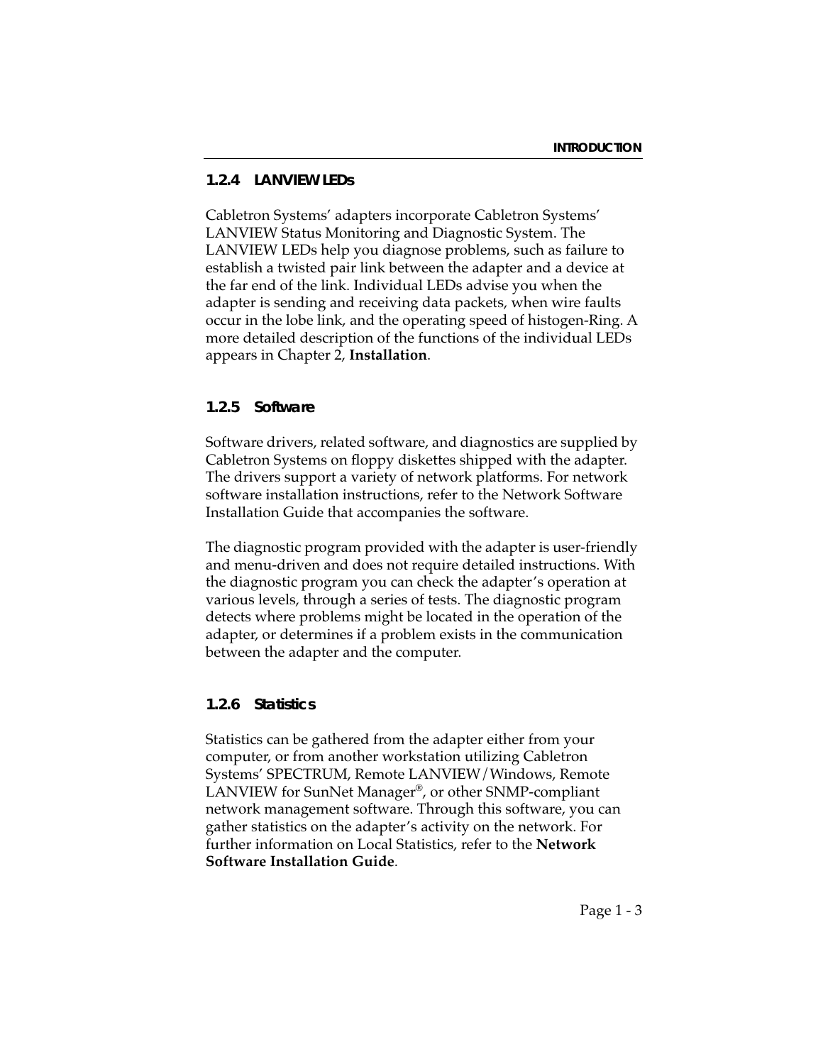### 1.2.4 LANVIEW LEDs

Cabletron Systems' adapters incorporate Cabletron Systems' LANVIEW Status Monitoring and Diagnostic System. The LANVIEW LEDs help you diagnose problems, such as failure to establish a twisted pair link between the adapter and a device at the far end of the link. Individual LEDs advise you when the adapter is sending and receiving data packets, when wire faults occur in the lobe link, and the operating speed of histogen-Ring. A more detailed description of the functions of the individual LEDs appears in Chapter 2, **Installation**.

### 1.2.5 Software

Software drivers, related software, and diagnostics are supplied by Cabletron Systems on floppy diskettes shipped with the adapter. The drivers support a variety of network platforms. For network software installation instructions, refer to the Network Software Installation Guide that accompanies the software.

The diagnostic program provided with the adapter is user-friendly and menu-driven and does not require detailed instructions. With the diagnostic program you can check the adapter's operation at various levels, through a series of tests. The diagnostic program detects where problems might be located in the operation of the adapter, or determines if a problem exists in the communication between the adapter and the computer.

### 1.2.6 Statistics

Statistics can be gathered from the adapter either from your computer, or from another workstation utilizing Cabletron Systems' SPECTRUM, Remote LANVIEW/Windows, Remote LANVIEW for SunNet Manager®, or other SNMP-compliant network management software. Through this software, you can gather statistics on the adapter's activity on the network. For further information on Local Statistics, refer to the **Network Software Installation Guide**.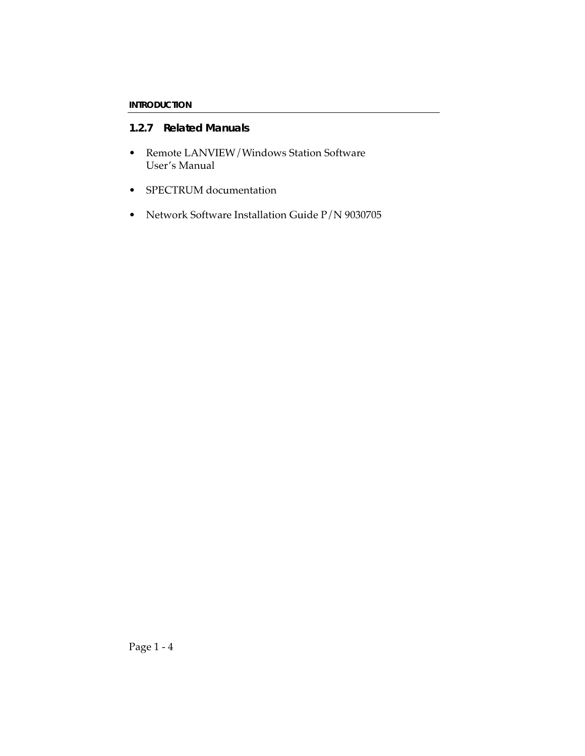### 1.2.7 Related Manuals

- Remote LANVIEW/Windows Station Software User's Manual
- SPECTRUM documentation
- Network Software Installation Guide P/N 9030705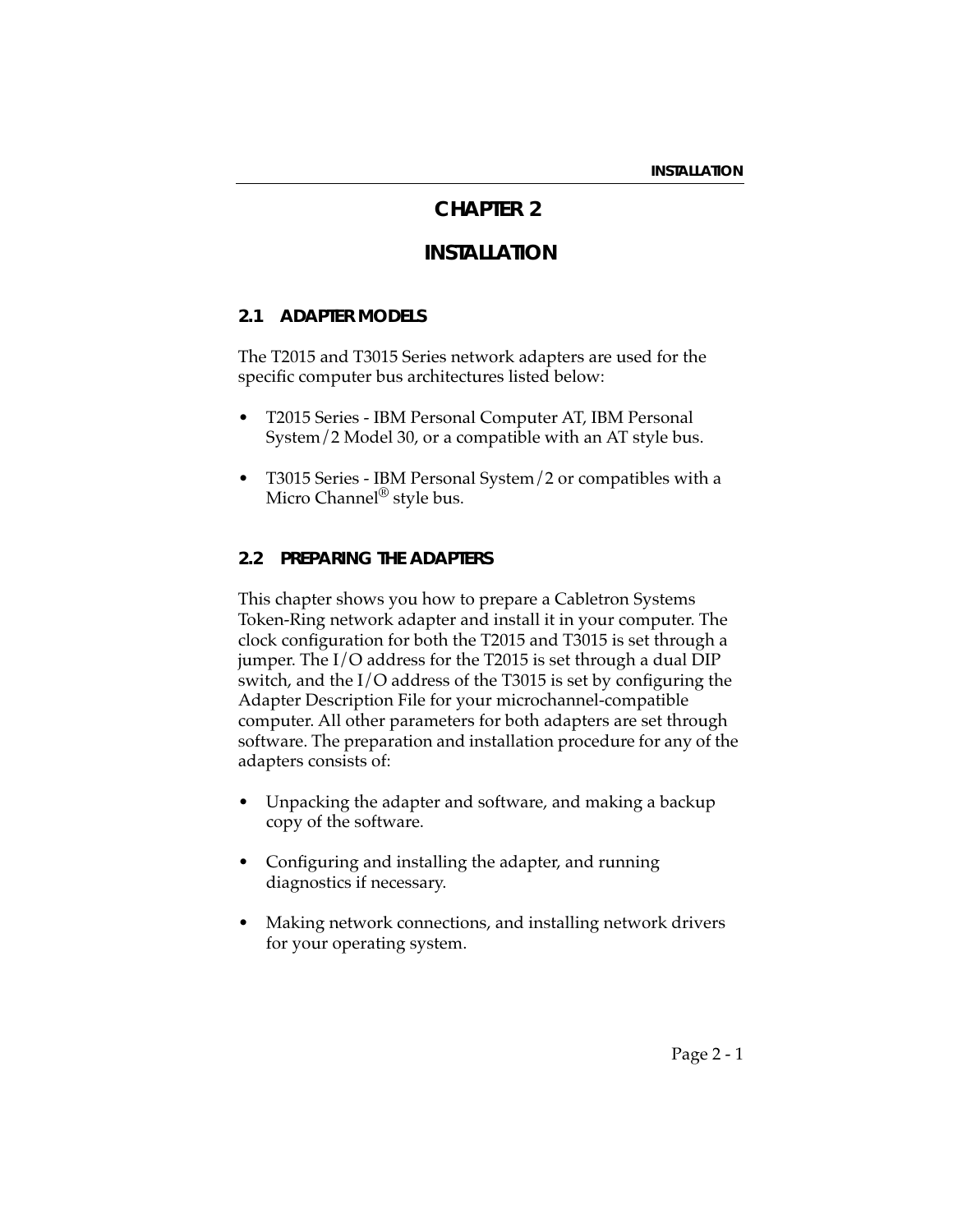# CHAPTER 2

# INSTALLATION

## 2.1 ADAPTER MODELS

The T2015 and T3015 Series network adapters are used for the specific computer bus architectures listed below:

- T2015 Series - IBM Personal Computer AT, IBM Personal System/2 Model 30, or a compatible with an AT style bus.
- T3015 Series - IBM Personal System/2 or compatibles with a Micro Channel® style bus.

## 2.2 PREPARING THE ADAPTERS

This chapter shows you how to prepare a Cabletron Systems Token-Ring network adapter and install it in your computer. The clock configuration for both the T2015 and T3015 is set through a jumper. The I/O address for the T2015 is set through a dual DIP switch, and the I/O address of the T3015 is set by configuring the Adapter Description File for your microchannel-compatible computer. All other parameters for both adapters are set through software. The preparation and installation procedure for any of the adapters consists of:

- Unpacking the adapter and software, and making a backup copy of the software.
- Configuring and installing the adapter, and running diagnostics if necessary.
- Making network connections, and installing network drivers for your operating system.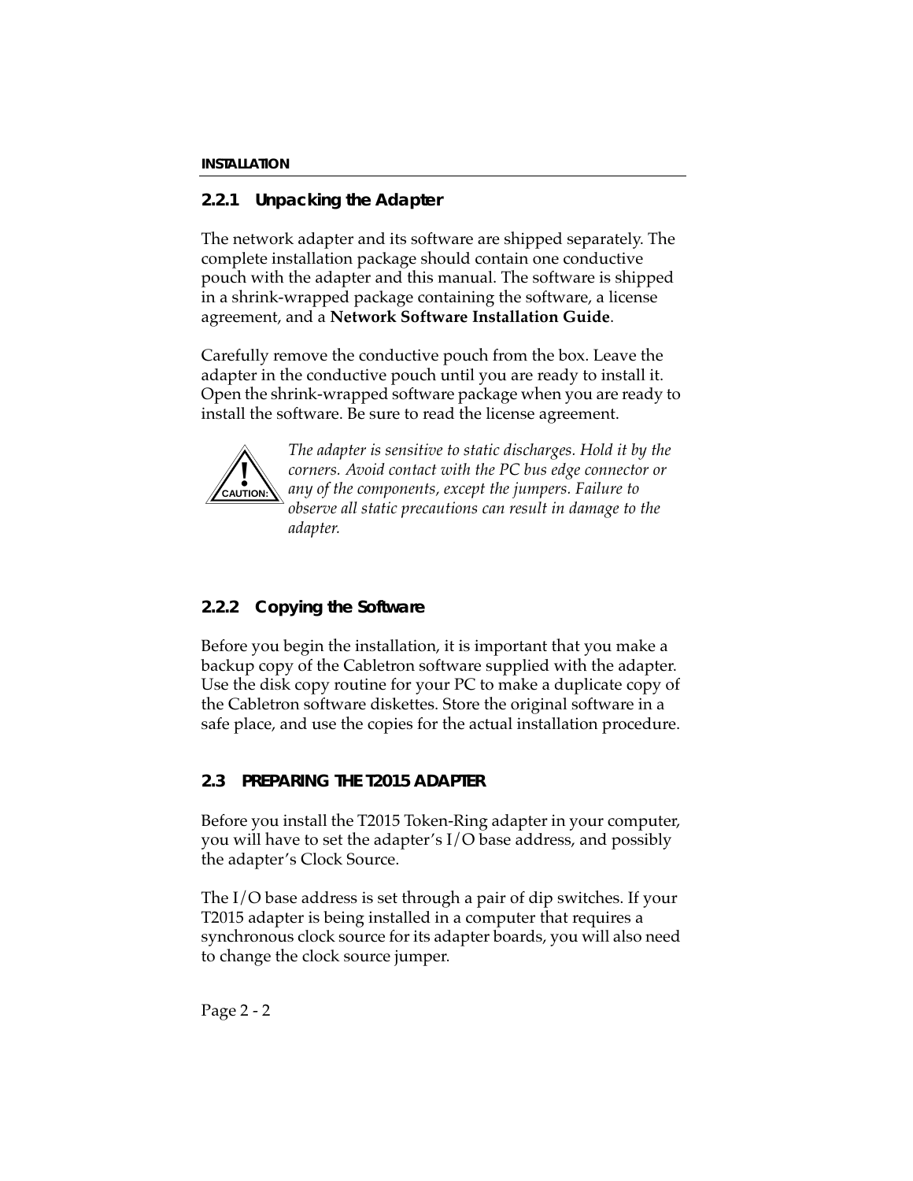### 2.2.1 Unpacking the Adapter

The network adapter and its software are shipped separately. The complete installation package should contain one conductive pouch with the adapter and this manual. The software is shipped in a shrink-wrapped package containing the software, a license agreement, and a **Network Software Installation Guide**.

Carefully remove the conductive pouch from the box. Leave the adapter in the conductive pouch until you are ready to install it. Open the shrink-wrapped software package when you are ready to install the software. Be sure to read the license agreement.

**CAUTION:** *The adapter is sensitive to static discharges. Hold it by the corners. Avoid contact with the PC bus edge connector or any of the components, except the jumpers. Failure to observe all static precautions can result in damage to the adapter.*

### 2.2.2 Copying the Software

Before you begin the installation, it is important that you make a backup copy of the Cabletron software supplied with the adapter. Use the disk copy routine for your PC to make a duplicate copy of the Cabletron software diskettes. Store the original software in a safe place, and use the copies for the actual installation procedure.

## 2.3 PREPARING THE T2015 ADAPTER

Before you install the T2015 Token-Ring adapter in your computer, you will have to set the adapter's I/O base address, and possibly the adapter's Clock Source.

The I/O base address is set through a pair of dip switches. If your T2015 adapter is being installed in a computer that requires a synchronous clock source for its adapter boards, you will also need to change the clock source jumper.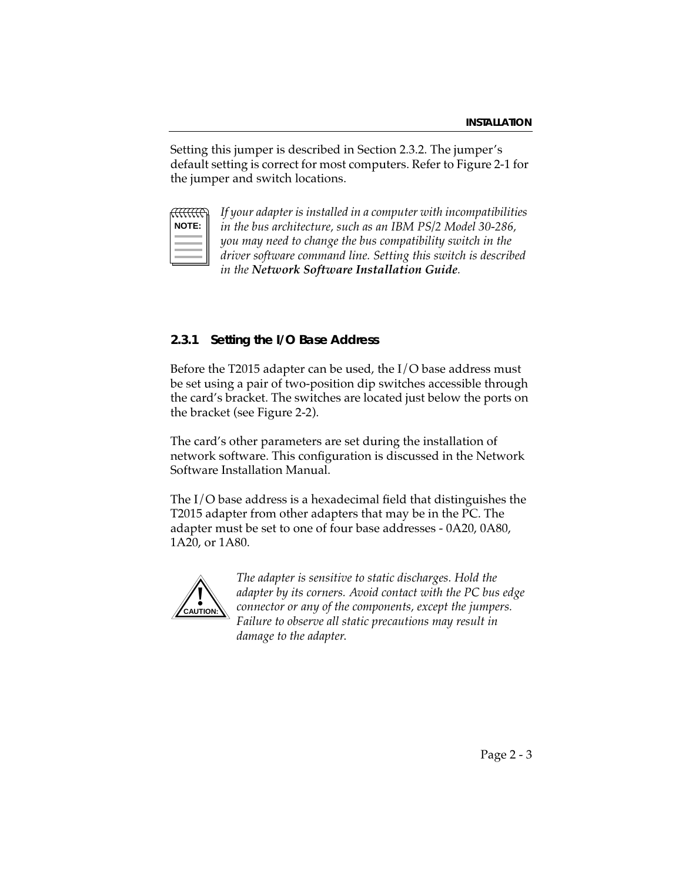Setting this jumper is described in Section 2.3.2. The jumper's default setting is correct for most computers. Refer to Figure 2-1 for the jumper and switch locations.

**NOTE:** *If your adapter is installed in a computer with incompatibilities in the bus architecture, such as an IBM PS/2 Model 30-286, you may need to change the bus compatibility switch in the driver software command line. Setting this switch is described in the* ***Network Software Installation Guide****.*

### 2.3.1 Setting the I/O Base Address

Before the T2015 adapter can be used, the I/O base address must be set using a pair of two-position dip switches accessible through the card's bracket. The switches are located just below the ports on the bracket (see Figure 2-2).

The card's other parameters are set during the installation of network software. This configuration is discussed in the Network Software Installation Manual.

The I/O base address is a hexadecimal field that distinguishes the T2015 adapter from other adapters that may be in the PC. The adapter must be set to one of four base addresses - 0A20, 0A80, 1A20, or 1A80.

**CAUTION:** *The adapter is sensitive to static discharges. Hold the adapter by its corners. Avoid contact with the PC bus edge connector or any of the components, except the jumpers. Failure to observe all static precautions may result in damage to the adapter.*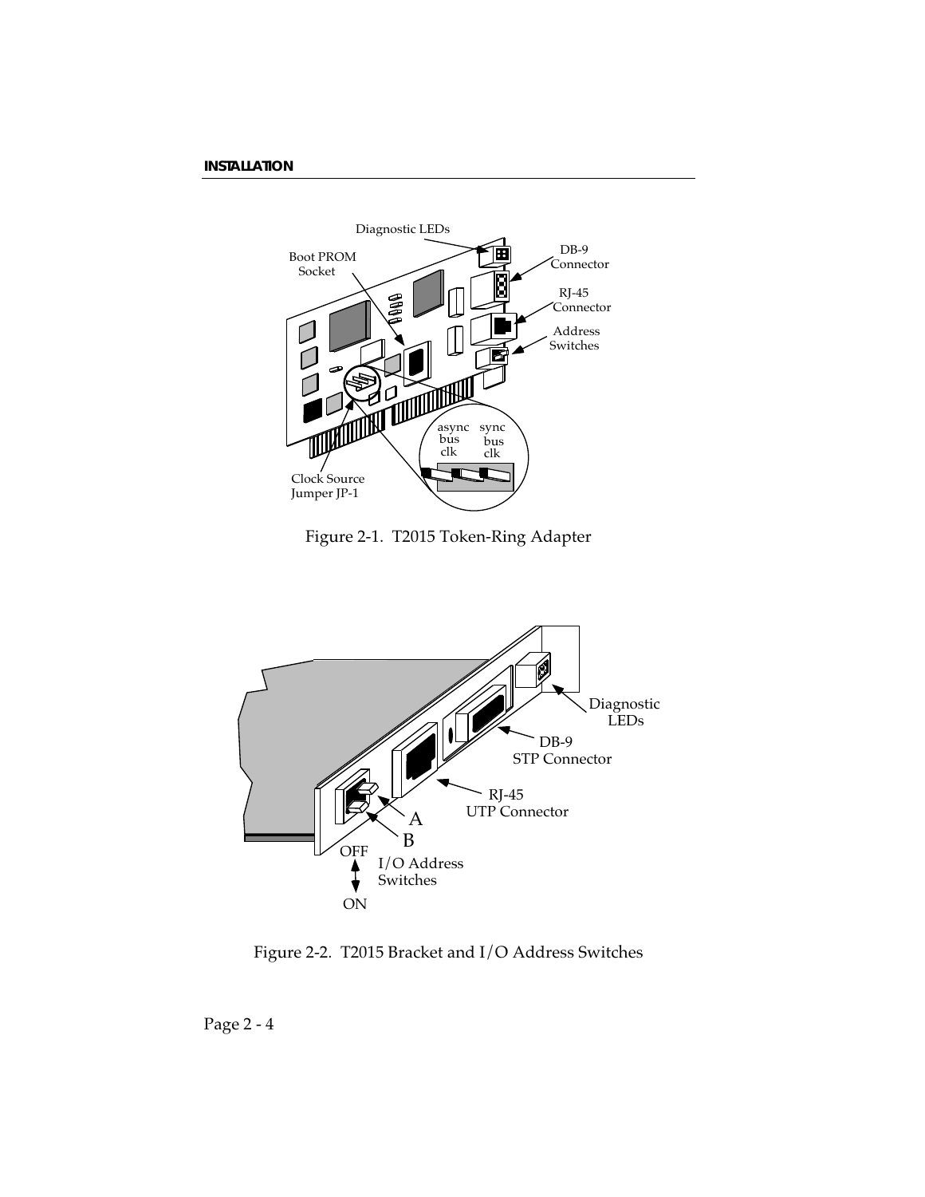Figure 2-1. T2015 Token-Ring Adapter

Figure 2-2. T2015 Bracket and I/O Address Switches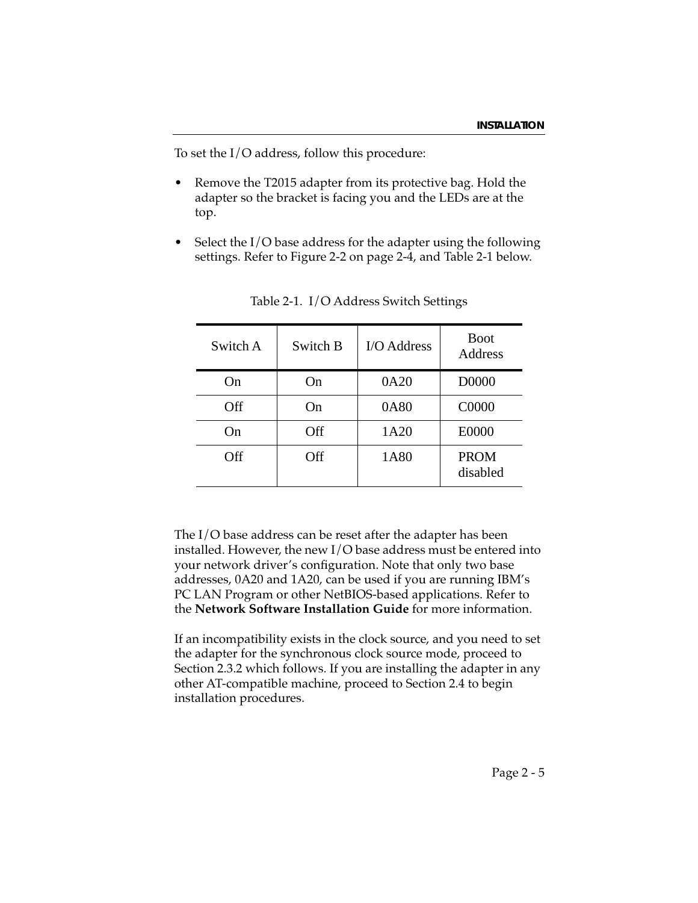To set the I/O address, follow this procedure:

- Remove the T2015 adapter from its protective bag. Hold the adapter so the bracket is facing you and the LEDs are at the top.
- Select the I/O base address for the adapter using the following settings. Refer to Figure 2-2 on page 2-4, and Table 2-1 below.

Table 2-1. I/O Address Switch Settings

| Switch A | Switch B | I/O Address | Boot Address |
|---|---|---|---|
| On | On | 0A20 | D0000 |
| Off | On | 0A80 | C0000 |
| On | Off | 1A20 | E0000 |
| Off | Off | 1A80 | PROM disabled |

The I/O base address can be reset after the adapter has been installed. However, the new I/O base address must be entered into your network driver's configuration. Note that only two base addresses, 0A20 and 1A20, can be used if you are running IBM's PC LAN Program or other NetBIOS-based applications. Refer to the **Network Software Installation Guide** for more information.

If an incompatibility exists in the clock source, and you need to set the adapter for the synchronous clock source mode, proceed to Section 2.3.2 which follows. If you are installing the adapter in any other AT-compatible machine, proceed to Section 2.4 to begin installation procedures.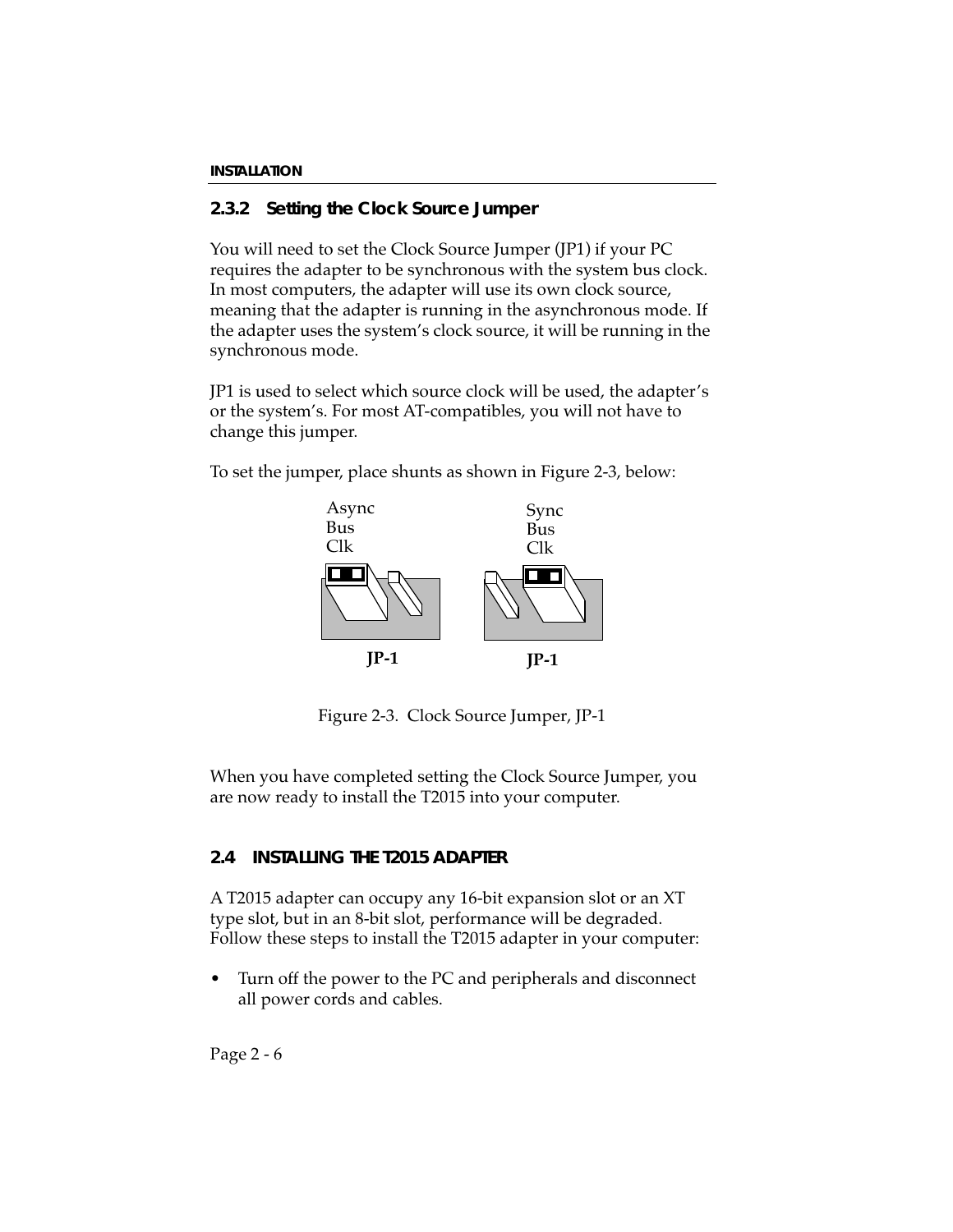### 2.3.2 Setting the Clock Source Jumper

You will need to set the Clock Source Jumper (JP1) if your PC requires the adapter to be synchronous with the system bus clock. In most computers, the adapter will use its own clock source, meaning that the adapter is running in the asynchronous mode. If the adapter uses the system's clock source, it will be running in the synchronous mode.

JP1 is used to select which source clock will be used, the adapter's or the system's. For most AT-compatibles, you will not have to change this jumper.

To set the jumper, place shunts as shown in Figure 2-3, below:

Async Bus Clk

JP-1

Sync Bus Clk

JP-1

Figure 2-3. Clock Source Jumper, JP-1

When you have completed setting the Clock Source Jumper, you are now ready to install the T2015 into your computer.

## 2.4 INSTALLING THE T2015 ADAPTER

A T2015 adapter can occupy any 16-bit expansion slot or an XT type slot, but in an 8-bit slot, performance will be degraded. Follow these steps to install the T2015 adapter in your computer:

- Turn off the power to the PC and peripherals and disconnect all power cords and cables.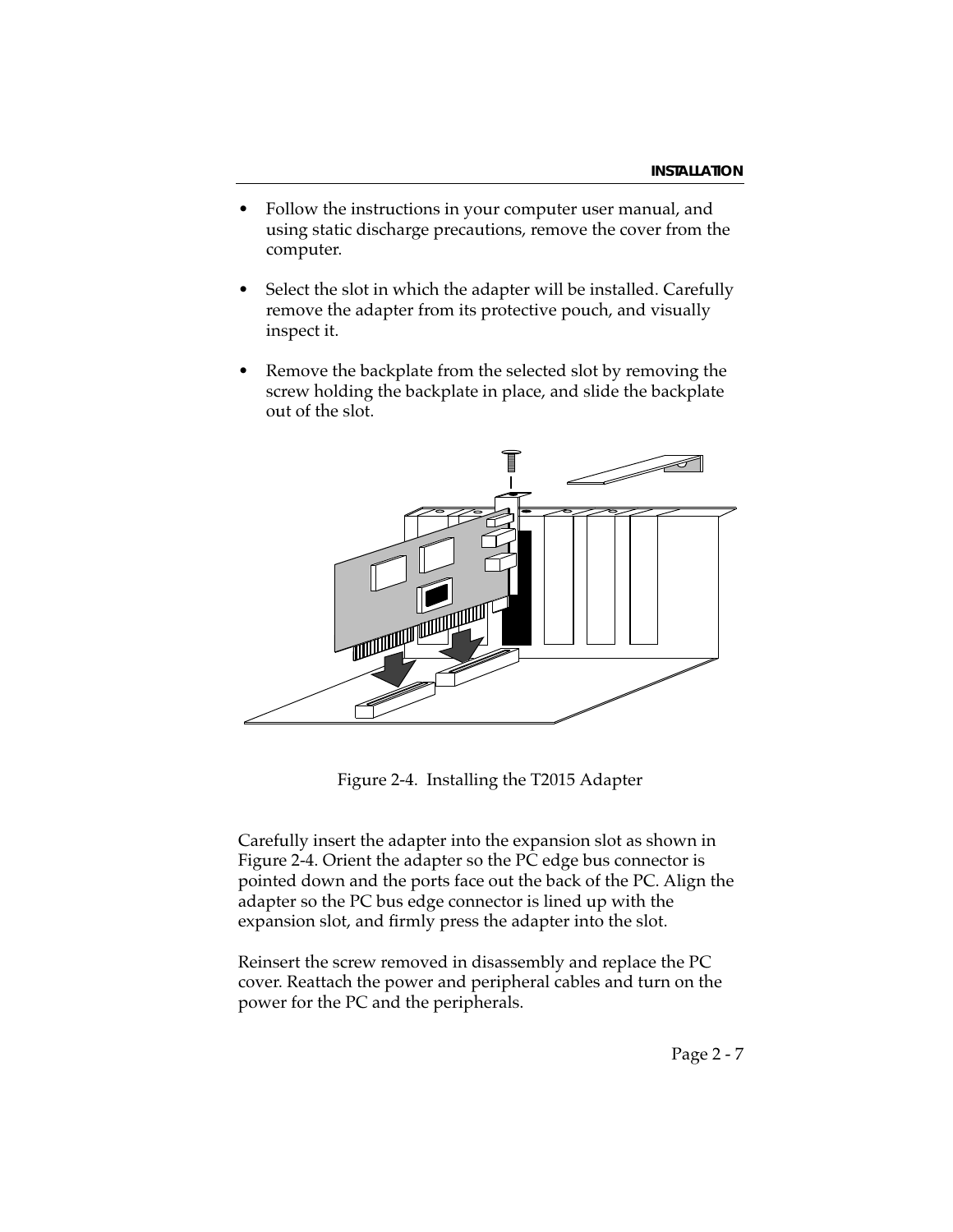- Follow the instructions in your computer user manual, and using static discharge precautions, remove the cover from the computer.
- Select the slot in which the adapter will be installed. Carefully remove the adapter from its protective pouch, and visually inspect it.
- Remove the backplate from the selected slot by removing the screw holding the backplate in place, and slide the backplate out of the slot.

Figure 2-4. Installing the T2015 Adapter

Carefully insert the adapter into the expansion slot as shown in Figure 2-4. Orient the adapter so the PC edge bus connector is pointed down and the ports face out the back of the PC. Align the adapter so the PC bus edge connector is lined up with the expansion slot, and firmly press the adapter into the slot.

Reinsert the screw removed in disassembly and replace the PC cover. Reattach the power and peripheral cables and turn on the power for the PC and the peripherals.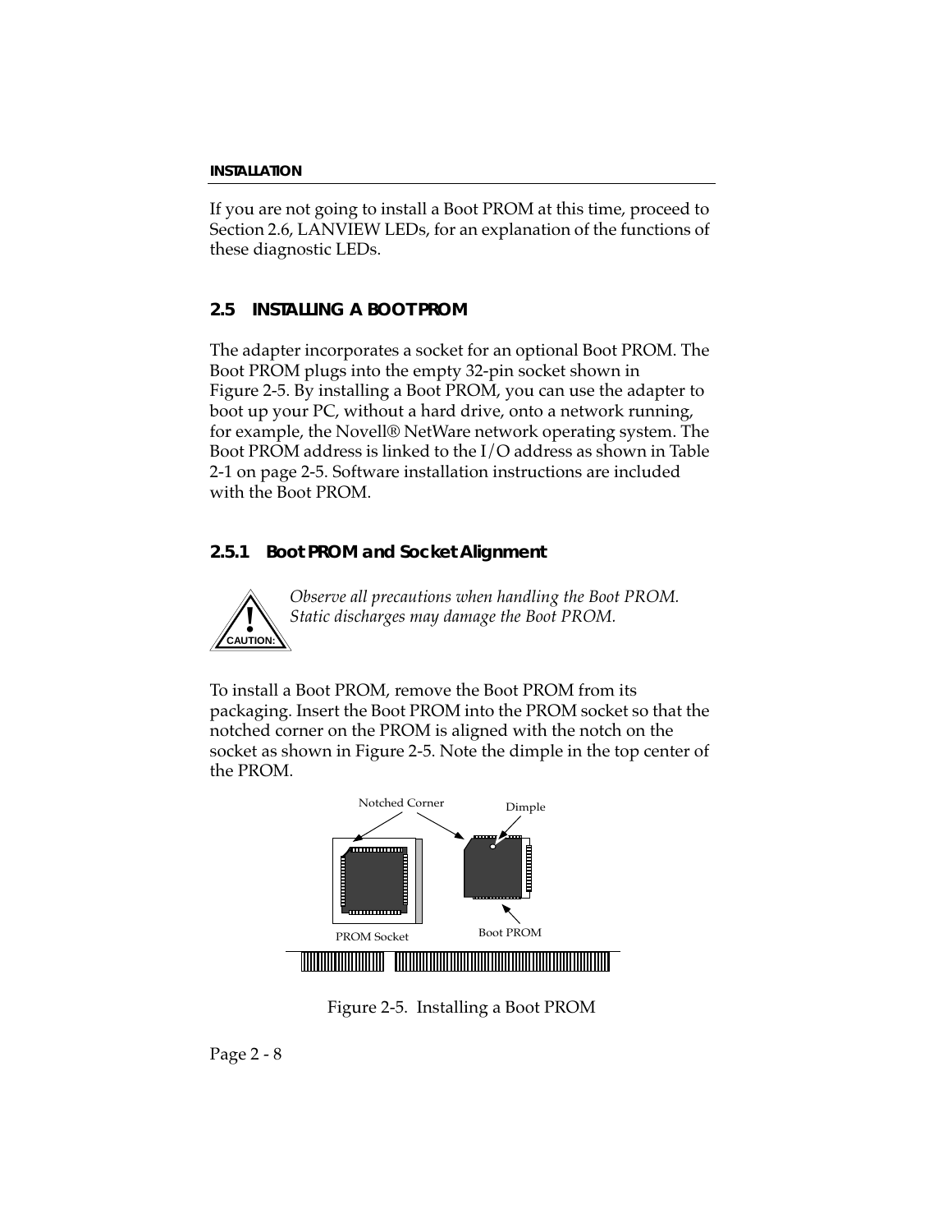If you are not going to install a Boot PROM at this time, proceed to Section 2.6, LANVIEW LEDs, for an explanation of the functions of these diagnostic LEDs.

## 2.5 INSTALLING A BOOT PROM

The adapter incorporates a socket for an optional Boot PROM. The Boot PROM plugs into the empty 32-pin socket shown in Figure 2-5. By installing a Boot PROM, you can use the adapter to boot up your PC, without a hard drive, onto a network running, for example, the Novell® NetWare network operating system. The Boot PROM address is linked to the I/O address as shown in Table 2-1 on page 2-5. Software installation instructions are included with the Boot PROM.

### 2.5.1 Boot PROM and Socket Alignment

**CAUTION:** *Observe all precautions when handling the Boot PROM. Static discharges may damage the Boot PROM.*

To install a Boot PROM, remove the Boot PROM from its packaging. Insert the Boot PROM into the PROM socket so that the notched corner on the PROM is aligned with the notch on the socket as shown in Figure 2-5. Note the dimple in the top center of the PROM.

Notched Corner    Dimple

PROM Socket    Boot PROM

Figure 2-5. Installing a Boot PROM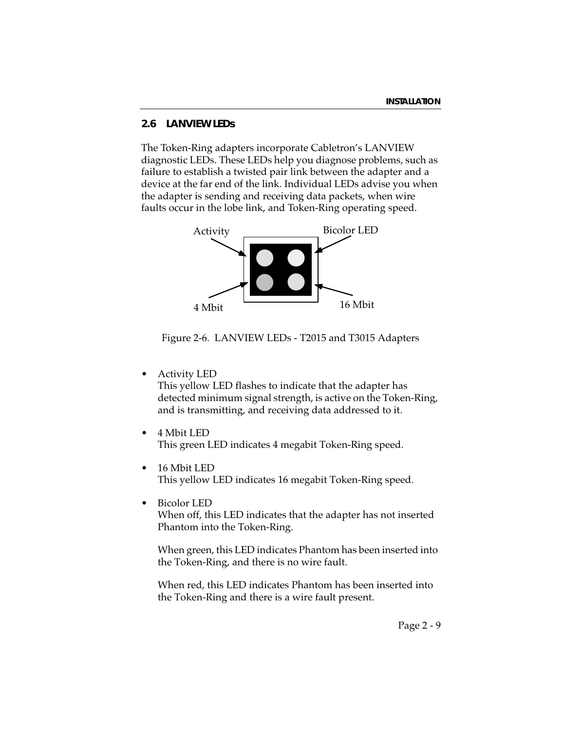## 2.6 LANVIEW LEDs

The Token-Ring adapters incorporate Cabletron's LANVIEW diagnostic LEDs. These LEDs help you diagnose problems, such as failure to establish a twisted pair link between the adapter and a device at the far end of the link. Individual LEDs advise you when the adapter is sending and receiving data packets, when wire faults occur in the lobe link, and Token-Ring operating speed.

Activity

Bicolor LED

4 Mbit

16 Mbit

Figure 2-6. LANVIEW LEDs - T2015 and T3015 Adapters

- Activity LED
  This yellow LED flashes to indicate that the adapter has detected minimum signal strength, is active on the Token-Ring, and is transmitting, and receiving data addressed to it.

- 4 Mbit LED
  This green LED indicates 4 megabit Token-Ring speed.

- 16 Mbit LED
  This yellow LED indicates 16 megabit Token-Ring speed.

- Bicolor LED
  When off, this LED indicates that the adapter has not inserted Phantom into the Token-Ring.

  When green, this LED indicates Phantom has been inserted into the Token-Ring, and there is no wire fault.

  When red, this LED indicates Phantom has been inserted into the Token-Ring and there is a wire fault present.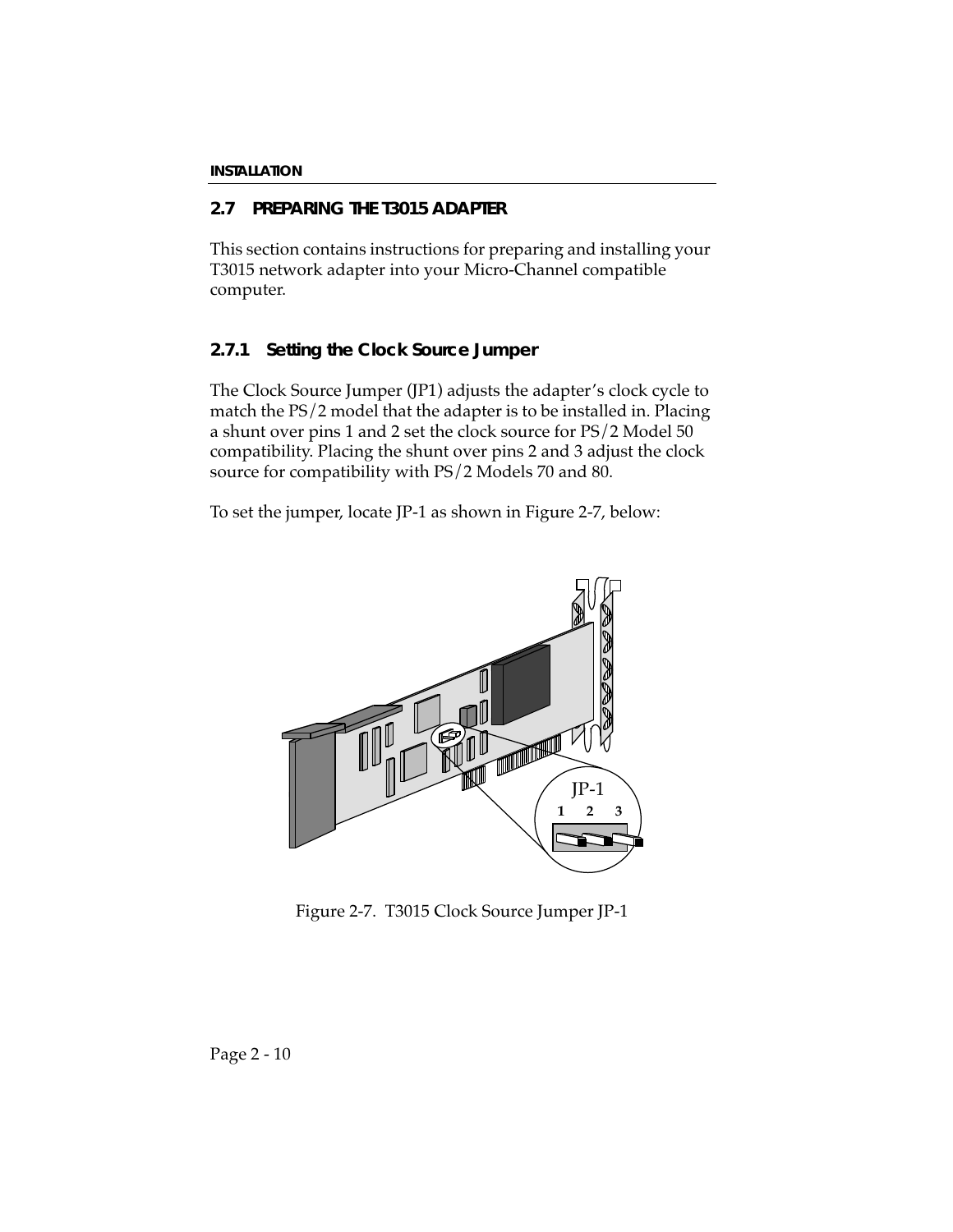## 2.7 PREPARING THE T3015 ADAPTER

This section contains instructions for preparing and installing your T3015 network adapter into your Micro-Channel compatible computer.

### 2.7.1 Setting the Clock Source Jumper

The Clock Source Jumper (JP1) adjusts the adapter's clock cycle to match the PS/2 model that the adapter is to be installed in. Placing a shunt over pins 1 and 2 set the clock source for PS/2 Model 50 compatibility. Placing the shunt over pins 2 and 3 adjust the clock source for compatibility with PS/2 Models 70 and 80.

To set the jumper, locate JP-1 as shown in Figure 2-7, below:

Figure 2-7. T3015 Clock Source Jumper JP-1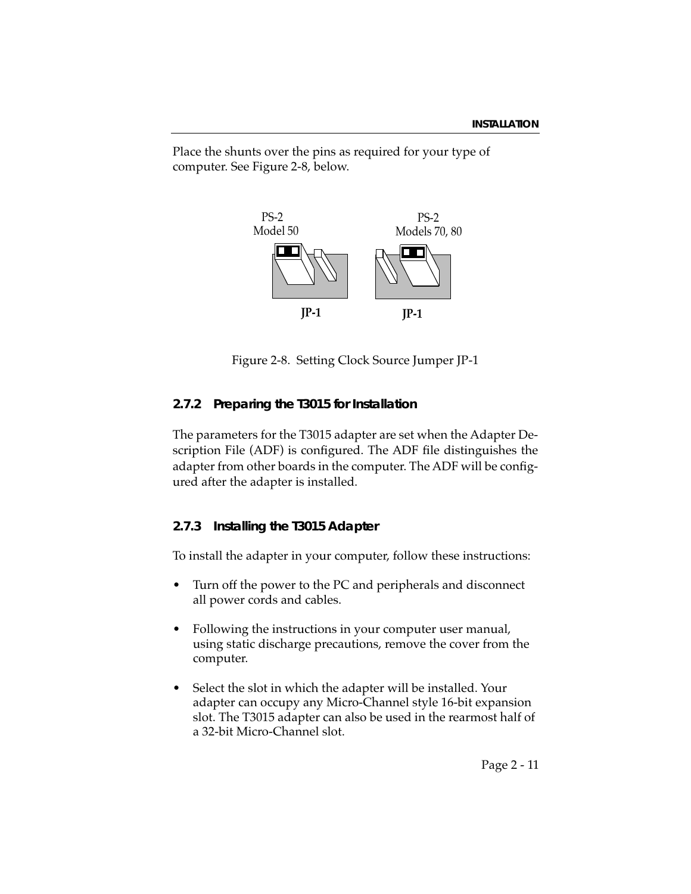Place the shunts over the pins as required for your type of computer. See Figure 2-8, below.

PS-2
Model 50

PS-2
Models 70, 80

JP-1

JP-1

Figure 2-8. Setting Clock Source Jumper JP-1

### 2.7.2 Preparing the T3015 for Installation

The parameters for the T3015 adapter are set when the Adapter Description File (ADF) is configured. The ADF file distinguishes the adapter from other boards in the computer. The ADF will be configured after the adapter is installed.

### 2.7.3 Installing the T3015 Adapter

To install the adapter in your computer, follow these instructions:

- Turn off the power to the PC and peripherals and disconnect all power cords and cables.
- Following the instructions in your computer user manual, using static discharge precautions, remove the cover from the computer.
- Select the slot in which the adapter will be installed. Your adapter can occupy any Micro-Channel style 16-bit expansion slot. The T3015 adapter can also be used in the rearmost half of a 32-bit Micro-Channel slot.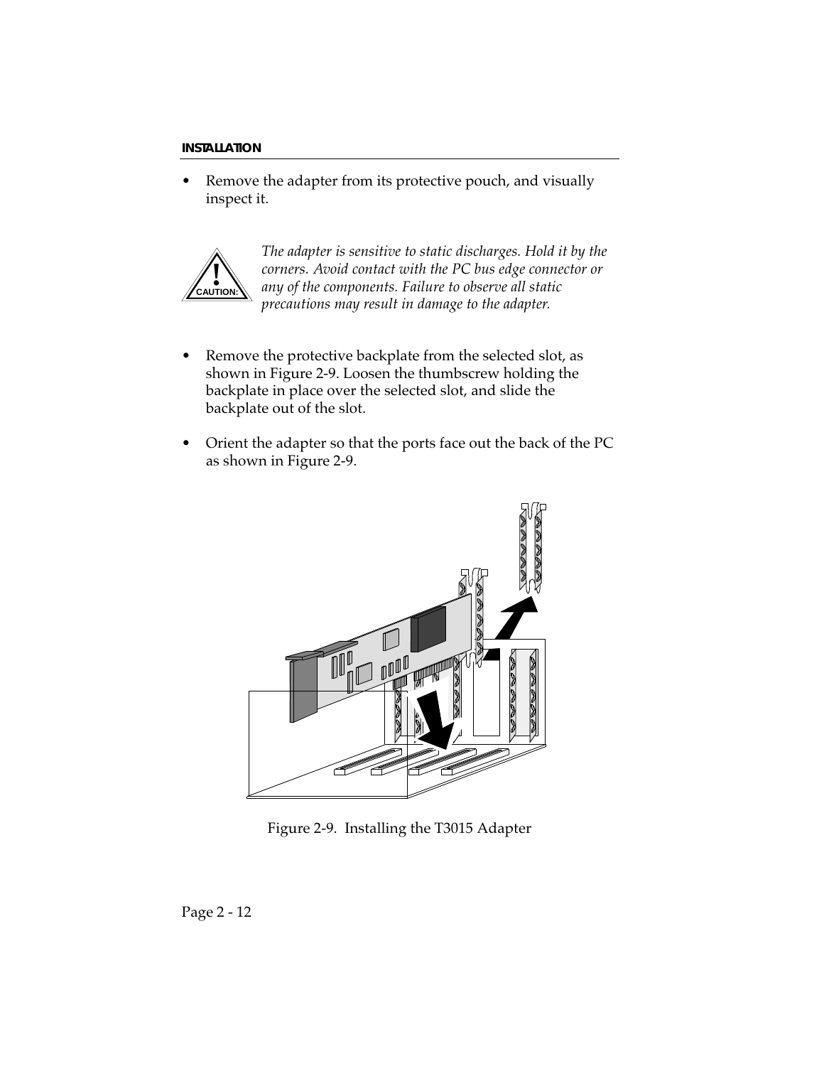- Remove the adapter from its protective pouch, and visually inspect it.

CAUTION: *The adapter is sensitive to static discharges. Hold it by the corners. Avoid contact with the PC bus edge connector or any of the components. Failure to observe all static precautions may result in damage to the adapter.*

- Remove the protective backplate from the selected slot, as shown in Figure 2-9. Loosen the thumbscrew holding the backplate in place over the selected slot, and slide the backplate out of the slot.

- Orient the adapter so that the ports face out the back of the PC as shown in Figure 2-9.

Figure 2-9. Installing the T3015 Adapter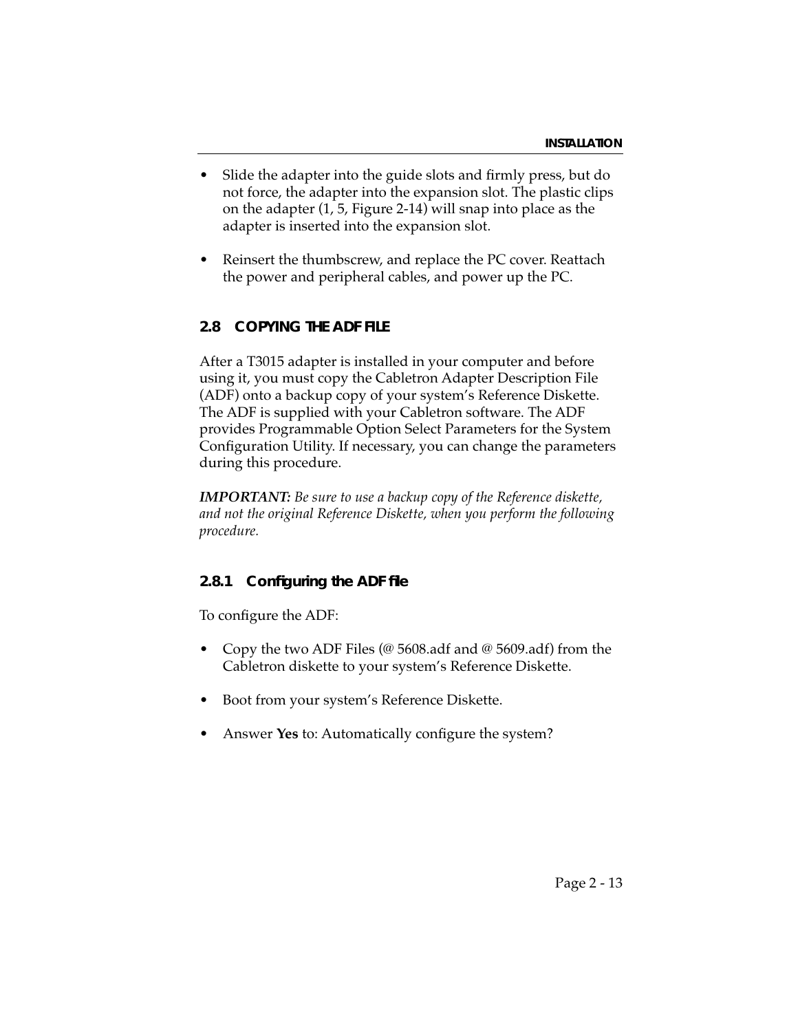- Slide the adapter into the guide slots and firmly press, but do not force, the adapter into the expansion slot. The plastic clips on the adapter (1, 5, Figure 2-14) will snap into place as the adapter is inserted into the expansion slot.

- Reinsert the thumbscrew, and replace the PC cover. Reattach the power and peripheral cables, and power up the PC.

## 2.8 COPYING THE ADF FILE

After a T3015 adapter is installed in your computer and before using it, you must copy the Cabletron Adapter Description File (ADF) onto a backup copy of your system's Reference Diskette. The ADF is supplied with your Cabletron software. The ADF provides Programmable Option Select Parameters for the System Configuration Utility. If necessary, you can change the parameters during this procedure.

***IMPORTANT:*** *Be sure to use a backup copy of the Reference diskette, and not the original Reference Diskette, when you perform the following procedure.*

### 2.8.1 Configuring the ADF file

To configure the ADF:

- Copy the two ADF Files (@ 5608.adf and @ 5609.adf) from the Cabletron diskette to your system's Reference Diskette.

- Boot from your system's Reference Diskette.

- Answer **Yes** to: Automatically configure the system?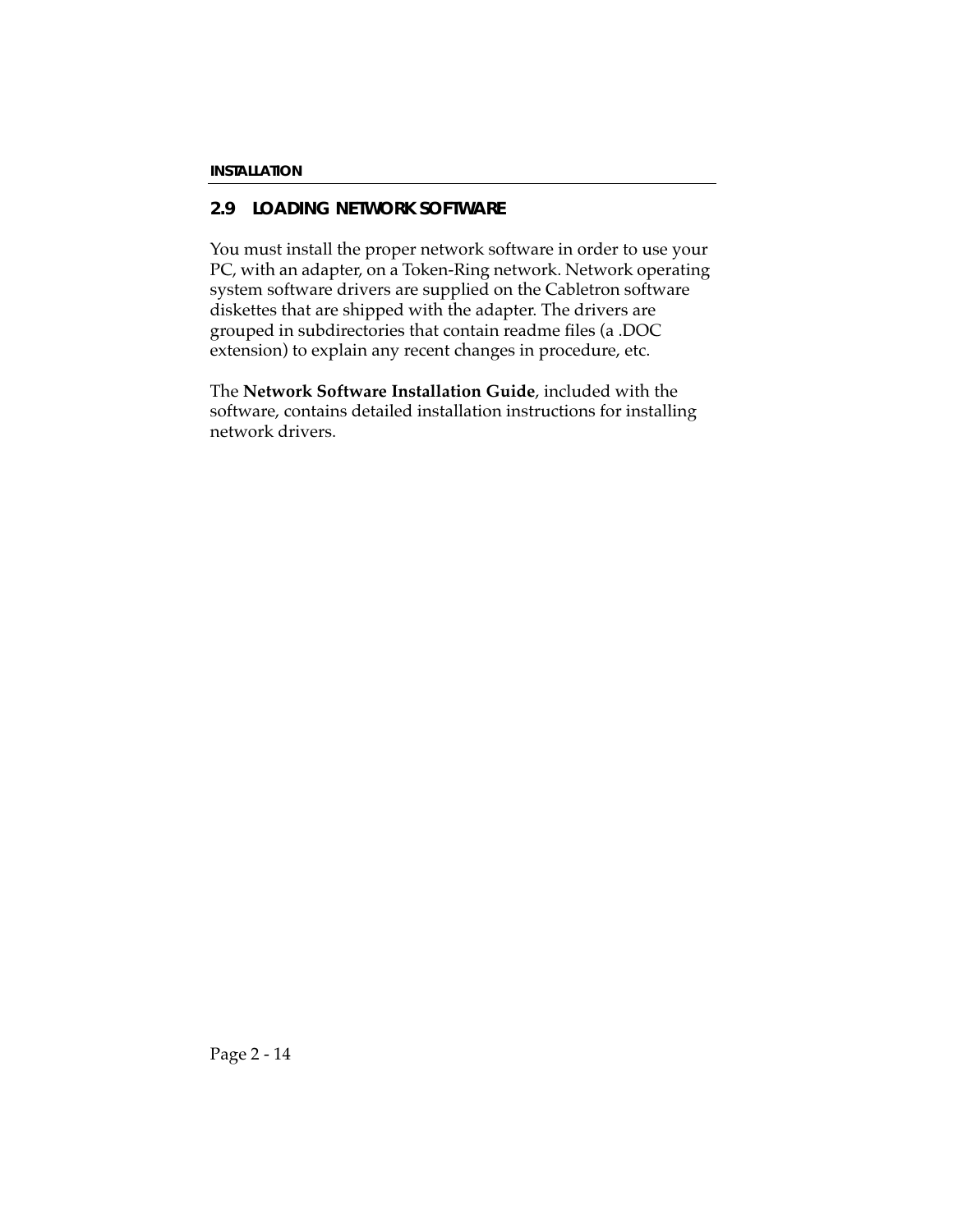## 2.9 LOADING NETWORK SOFTWARE

You must install the proper network software in order to use your PC, with an adapter, on a Token-Ring network. Network operating system software drivers are supplied on the Cabletron software diskettes that are shipped with the adapter. The drivers are grouped in subdirectories that contain readme files (a .DOC extension) to explain any recent changes in procedure, etc.

The **Network Software Installation Guide**, included with the software, contains detailed installation instructions for installing network drivers.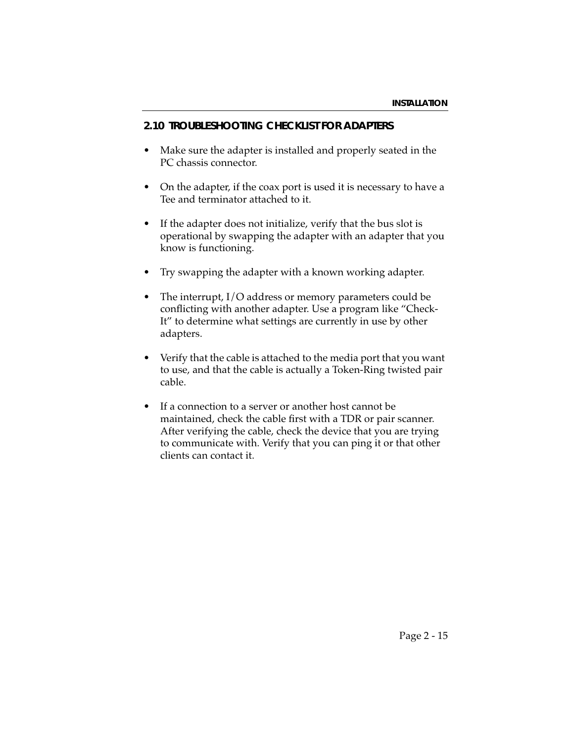## 2.10 TROUBLESHOOTING CHECKLIST FOR ADAPTERS

- Make sure the adapter is installed and properly seated in the PC chassis connector.
- On the adapter, if the coax port is used it is necessary to have a Tee and terminator attached to it.
- If the adapter does not initialize, verify that the bus slot is operational by swapping the adapter with an adapter that you know is functioning.
- Try swapping the adapter with a known working adapter.
- The interrupt, I/O address or memory parameters could be conflicting with another adapter. Use a program like “Check-It” to determine what settings are currently in use by other adapters.
- Verify that the cable is attached to the media port that you want to use, and that the cable is actually a Token-Ring twisted pair cable.
- If a connection to a server or another host cannot be maintained, check the cable first with a TDR or pair scanner. After verifying the cable, check the device that you are trying to communicate with. Verify that you can ping it or that other clients can contact it.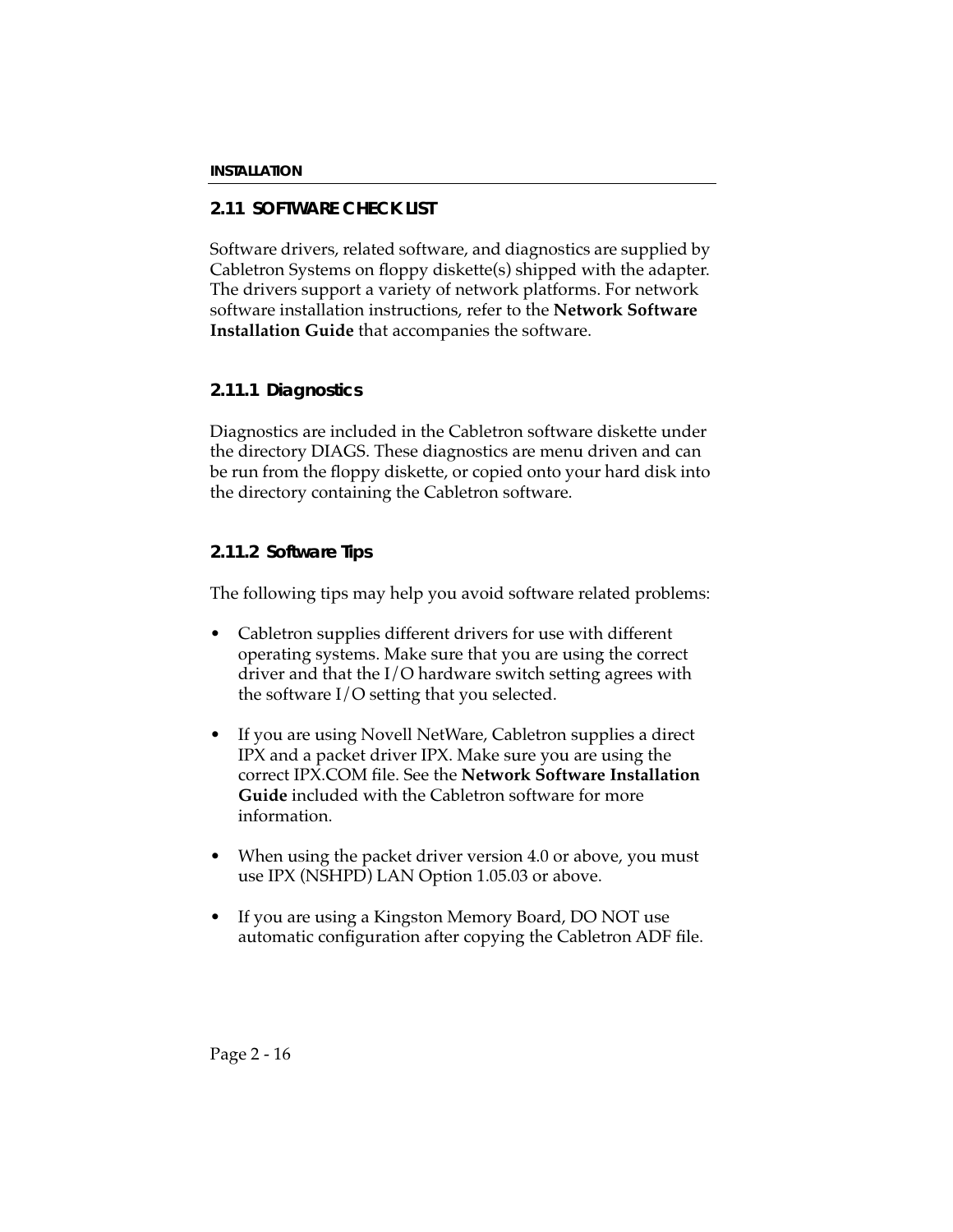## 2.11 SOFTWARE CHECK LIST

Software drivers, related software, and diagnostics are supplied by Cabletron Systems on floppy diskette(s) shipped with the adapter. The drivers support a variety of network platforms. For network software installation instructions, refer to the **Network Software Installation Guide** that accompanies the software.

### 2.11.1 Diagnostics

Diagnostics are included in the Cabletron software diskette under the directory DIAGS. These diagnostics are menu driven and can be run from the floppy diskette, or copied onto your hard disk into the directory containing the Cabletron software.

### 2.11.2 Software Tips

The following tips may help you avoid software related problems:

- Cabletron supplies different drivers for use with different operating systems. Make sure that you are using the correct driver and that the I/O hardware switch setting agrees with the software I/O setting that you selected.

- If you are using Novell NetWare, Cabletron supplies a direct IPX and a packet driver IPX. Make sure you are using the correct IPX.COM file. See the **Network Software Installation Guide** included with the Cabletron software for more information.

- When using the packet driver version 4.0 or above, you must use IPX (NSHPD) LAN Option 1.05.03 or above.

- If you are using a Kingston Memory Board, DO NOT use automatic configuration after copying the Cabletron ADF file.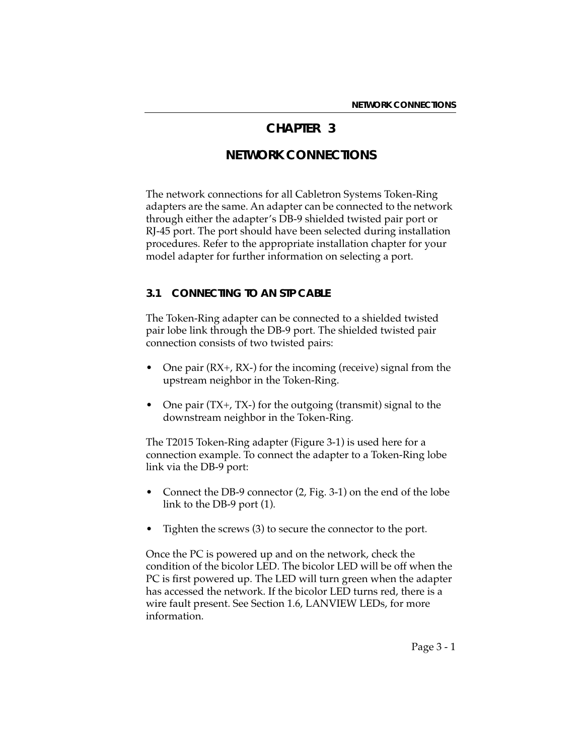# CHAPTER 3

# NETWORK CONNECTIONS

The network connections for all Cabletron Systems Token-Ring adapters are the same. An adapter can be connected to the network through either the adapter's DB-9 shielded twisted pair port or RJ-45 port. The port should have been selected during installation procedures. Refer to the appropriate installation chapter for your model adapter for further information on selecting a port.

## 3.1 CONNECTING TO AN STP CABLE

The Token-Ring adapter can be connected to a shielded twisted pair lobe link through the DB-9 port. The shielded twisted pair connection consists of two twisted pairs:

- One pair (RX+, RX-) for the incoming (receive) signal from the upstream neighbor in the Token-Ring.
- One pair (TX+, TX-) for the outgoing (transmit) signal to the downstream neighbor in the Token-Ring.

The T2015 Token-Ring adapter (Figure 3-1) is used here for a connection example. To connect the adapter to a Token-Ring lobe link via the DB-9 port:

- Connect the DB-9 connector (2, Fig. 3-1) on the end of the lobe link to the DB-9 port (1).
- Tighten the screws (3) to secure the connector to the port.

Once the PC is powered up and on the network, check the condition of the bicolor LED. The bicolor LED will be off when the PC is first powered up. The LED will turn green when the adapter has accessed the network. If the bicolor LED turns red, there is a wire fault present. See Section 1.6, LANVIEW LEDs, for more information.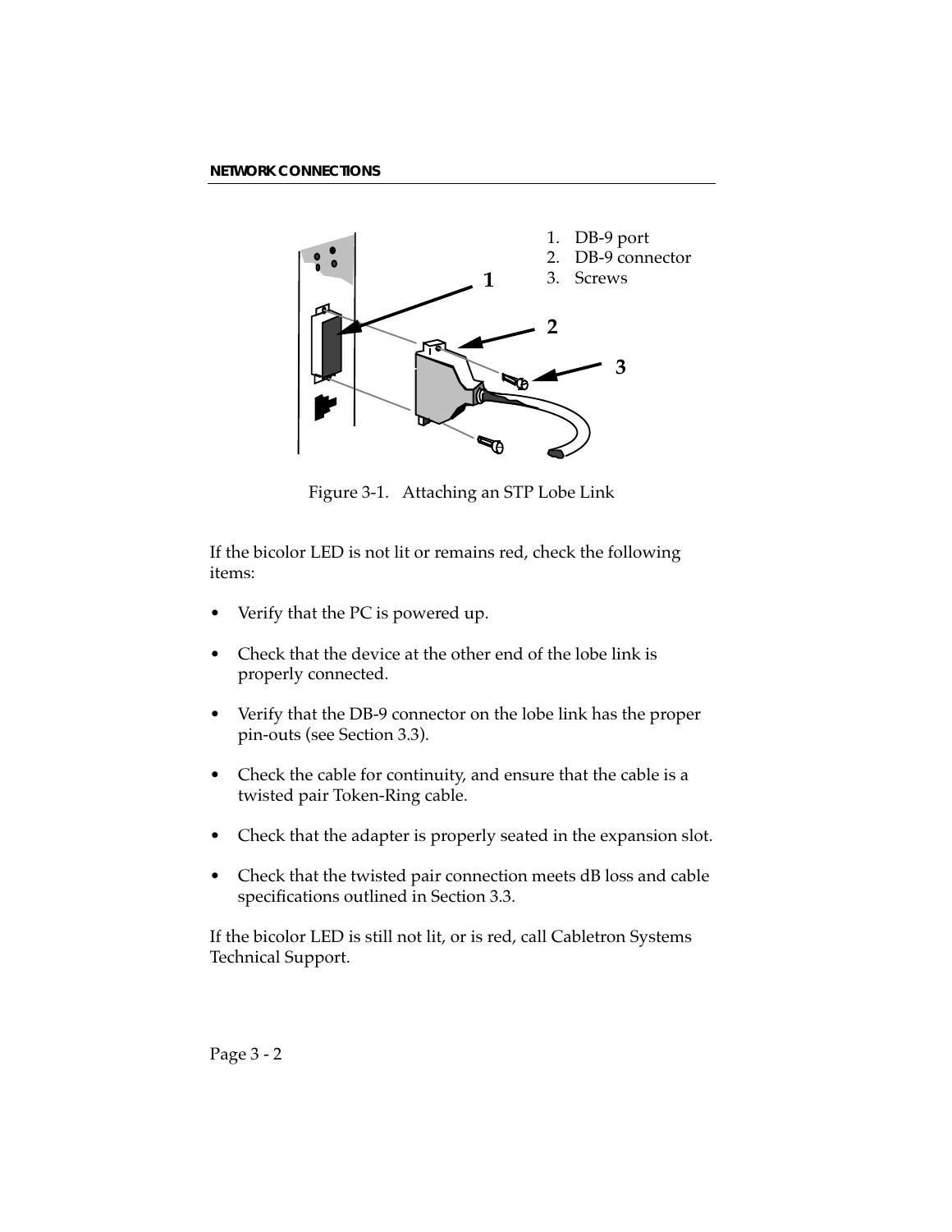1. DB-9 port
2. DB-9 connector
3. Screws

Figure 3-1. Attaching an STP Lobe Link

If the bicolor LED is not lit or remains red, check the following items:

- Verify that the PC is powered up.
- Check that the device at the other end of the lobe link is properly connected.
- Verify that the DB-9 connector on the lobe link has the proper pin-outs (see Section 3.3).
- Check the cable for continuity, and ensure that the cable is a twisted pair Token-Ring cable.
- Check that the adapter is properly seated in the expansion slot.
- Check that the twisted pair connection meets dB loss and cable specifications outlined in Section 3.3.

If the bicolor LED is still not lit, or is red, call Cabletron Systems Technical Support.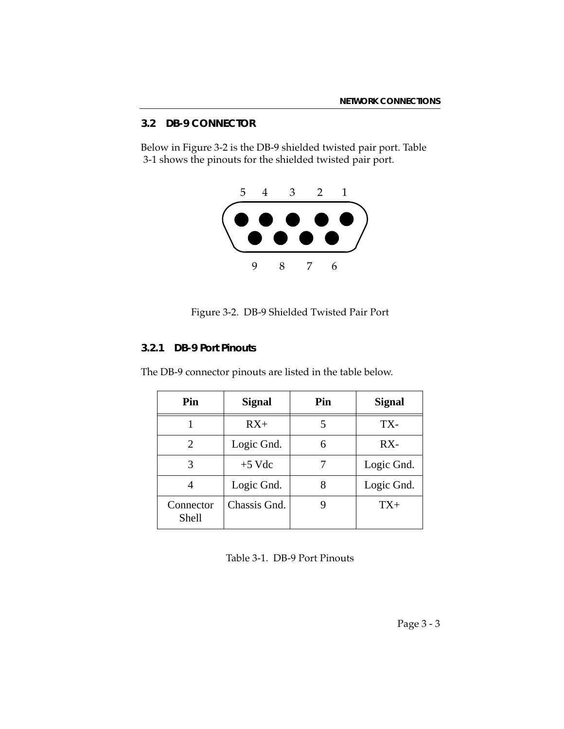## 3.2 DB-9 CONNECTOR

Below in Figure 3-2 is the DB-9 shielded twisted pair port. Table 3-1 shows the pinouts for the shielded twisted pair port.

5 4 3 2 1

9 8 7 6

Figure 3-2. DB-9 Shielded Twisted Pair Port

### 3.2.1 DB-9 Port Pinouts

The DB-9 connector pinouts are listed in the table below.

| Pin | Signal | Pin | Signal |
|---|---|---|---|
| 1 | RX+ | 5 | TX- |
| 2 | Logic Gnd. | 6 | RX- |
| 3 | +5 Vdc | 7 | Logic Gnd. |
| 4 | Logic Gnd. | 8 | Logic Gnd. |
| Connector Shell | Chassis Gnd. | 9 | TX+ |

Table 3-1. DB-9 Port Pinouts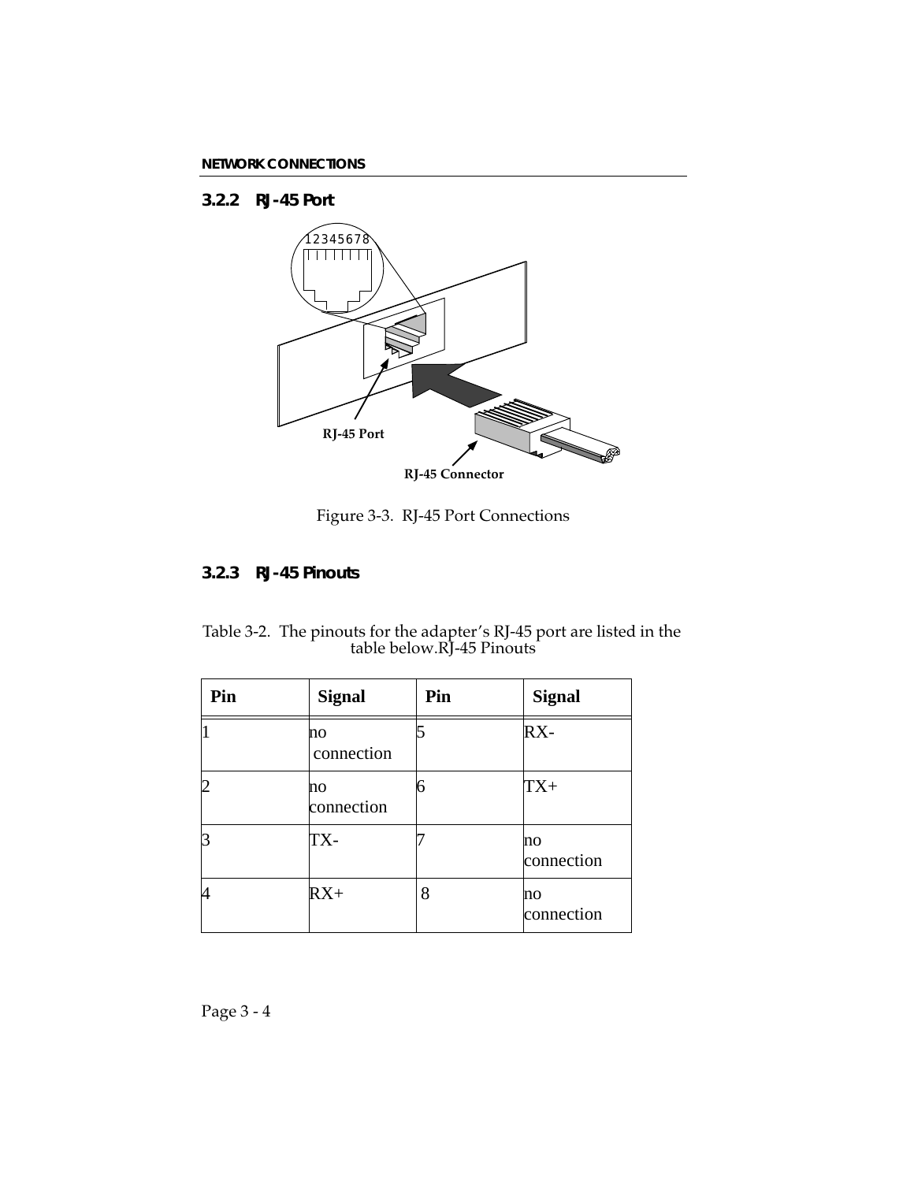### 3.2.2 RJ-45 Port

12345678

RJ-45 Port

RJ-45 Connector

Figure 3-3. RJ-45 Port Connections

### 3.2.3 RJ-45 Pinouts

Table 3-2. The pinouts for the adapter's RJ-45 port are listed in the table below.RJ-45 Pinouts

| Pin | Signal | Pin | Signal |
|---|---|---|---|
| 1 | no connection | 5 | RX- |
| 2 | no connection | 6 | TX+ |
| 3 | TX- | 7 | no connection |
| 4 | RX+ | 8 | no connection |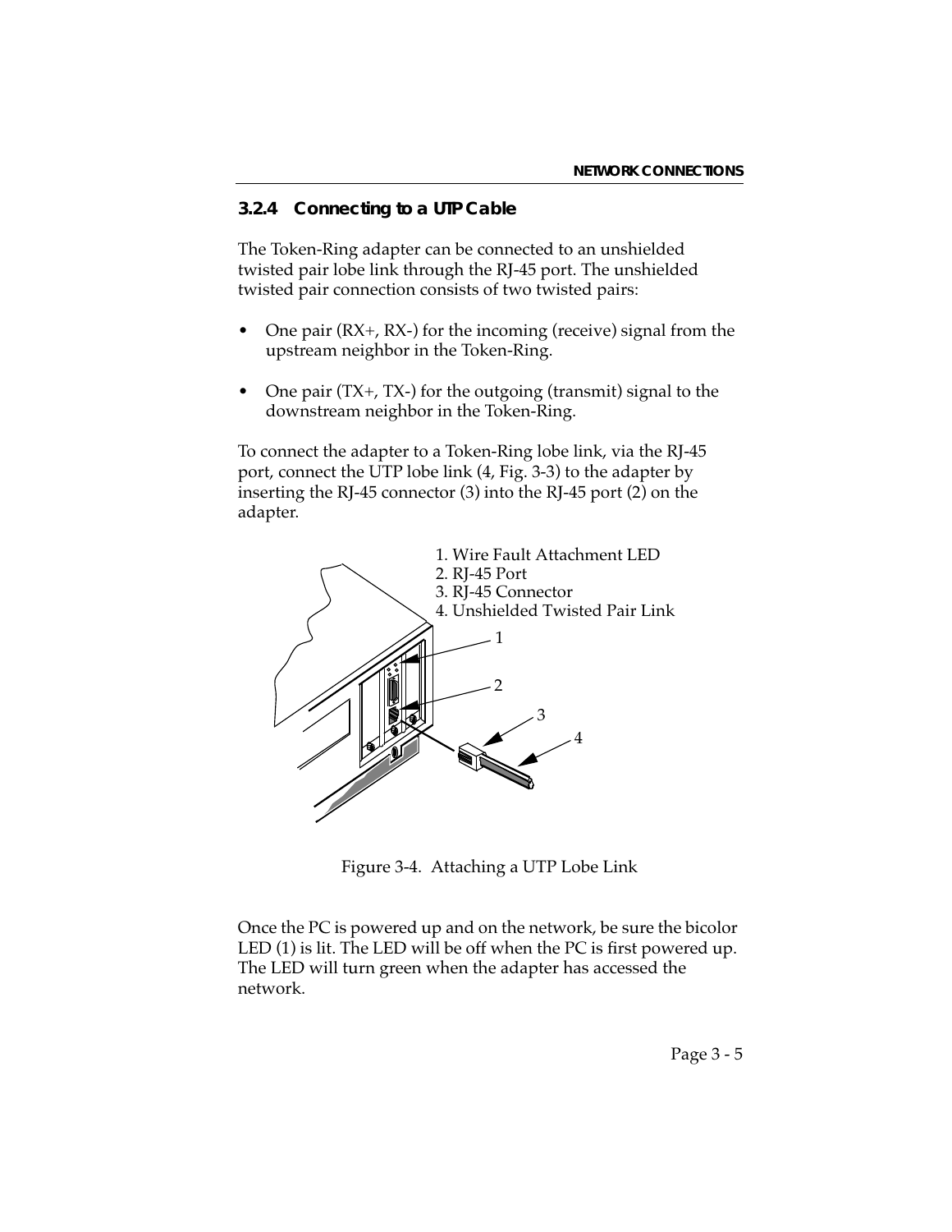### 3.2.4 Connecting to a UTP Cable

The Token-Ring adapter can be connected to an unshielded twisted pair lobe link through the RJ-45 port. The unshielded twisted pair connection consists of two twisted pairs:

- One pair (RX+, RX-) for the incoming (receive) signal from the upstream neighbor in the Token-Ring.
- One pair (TX+, TX-) for the outgoing (transmit) signal to the downstream neighbor in the Token-Ring.

To connect the adapter to a Token-Ring lobe link, via the RJ-45 port, connect the UTP lobe link (4, Fig. 3-3) to the adapter by inserting the RJ-45 connector (3) into the RJ-45 port (2) on the adapter.

1. Wire Fault Attachment LED
2. RJ-45 Port
3. RJ-45 Connector
4. Unshielded Twisted Pair Link

Figure 3-4. Attaching a UTP Lobe Link

Once the PC is powered up and on the network, be sure the bicolor LED (1) is lit. The LED will be off when the PC is first powered up. The LED will turn green when the adapter has accessed the network.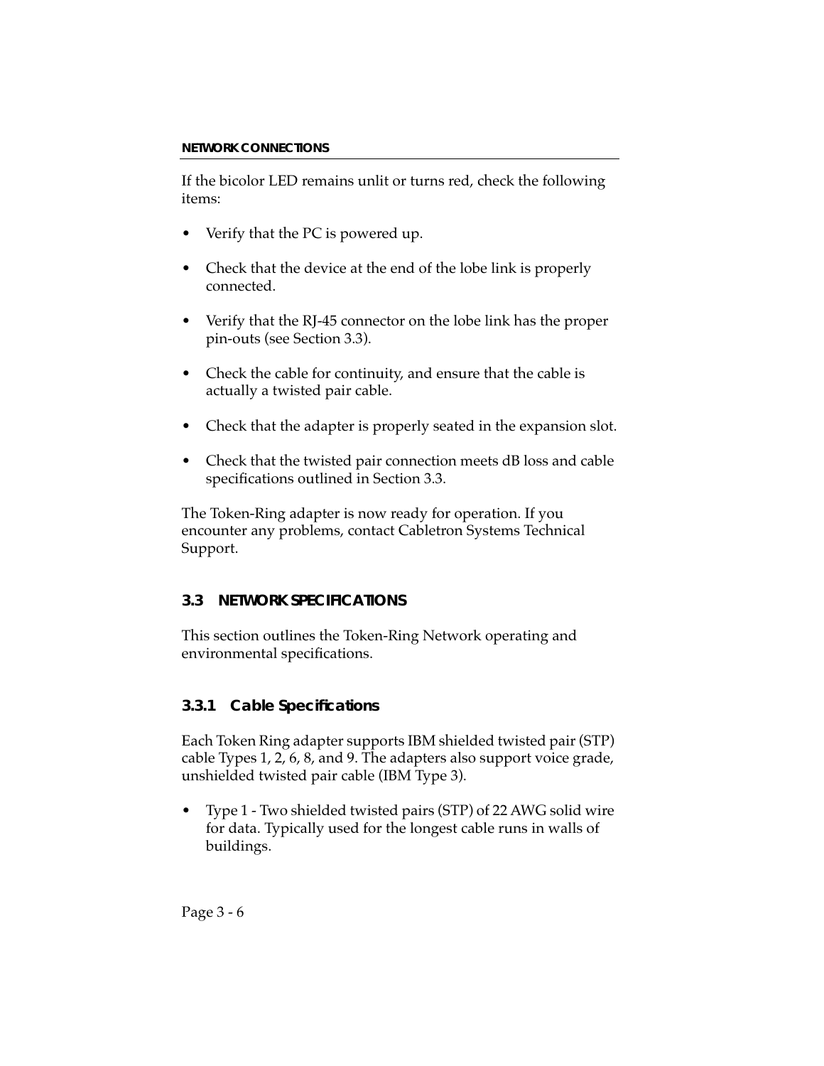If the bicolor LED remains unlit or turns red, check the following items:

- Verify that the PC is powered up.
- Check that the device at the end of the lobe link is properly connected.
- Verify that the RJ-45 connector on the lobe link has the proper pin-outs (see Section 3.3).
- Check the cable for continuity, and ensure that the cable is actually a twisted pair cable.
- Check that the adapter is properly seated in the expansion slot.
- Check that the twisted pair connection meets dB loss and cable specifications outlined in Section 3.3.

The Token-Ring adapter is now ready for operation. If you encounter any problems, contact Cabletron Systems Technical Support.

## 3.3 NETWORK SPECIFICATIONS

This section outlines the Token-Ring Network operating and environmental specifications.

### 3.3.1 Cable Specifications

Each Token Ring adapter supports IBM shielded twisted pair (STP) cable Types 1, 2, 6, 8, and 9. The adapters also support voice grade, unshielded twisted pair cable (IBM Type 3).

- Type 1 - Two shielded twisted pairs (STP) of 22 AWG solid wire for data. Typically used for the longest cable runs in walls of buildings.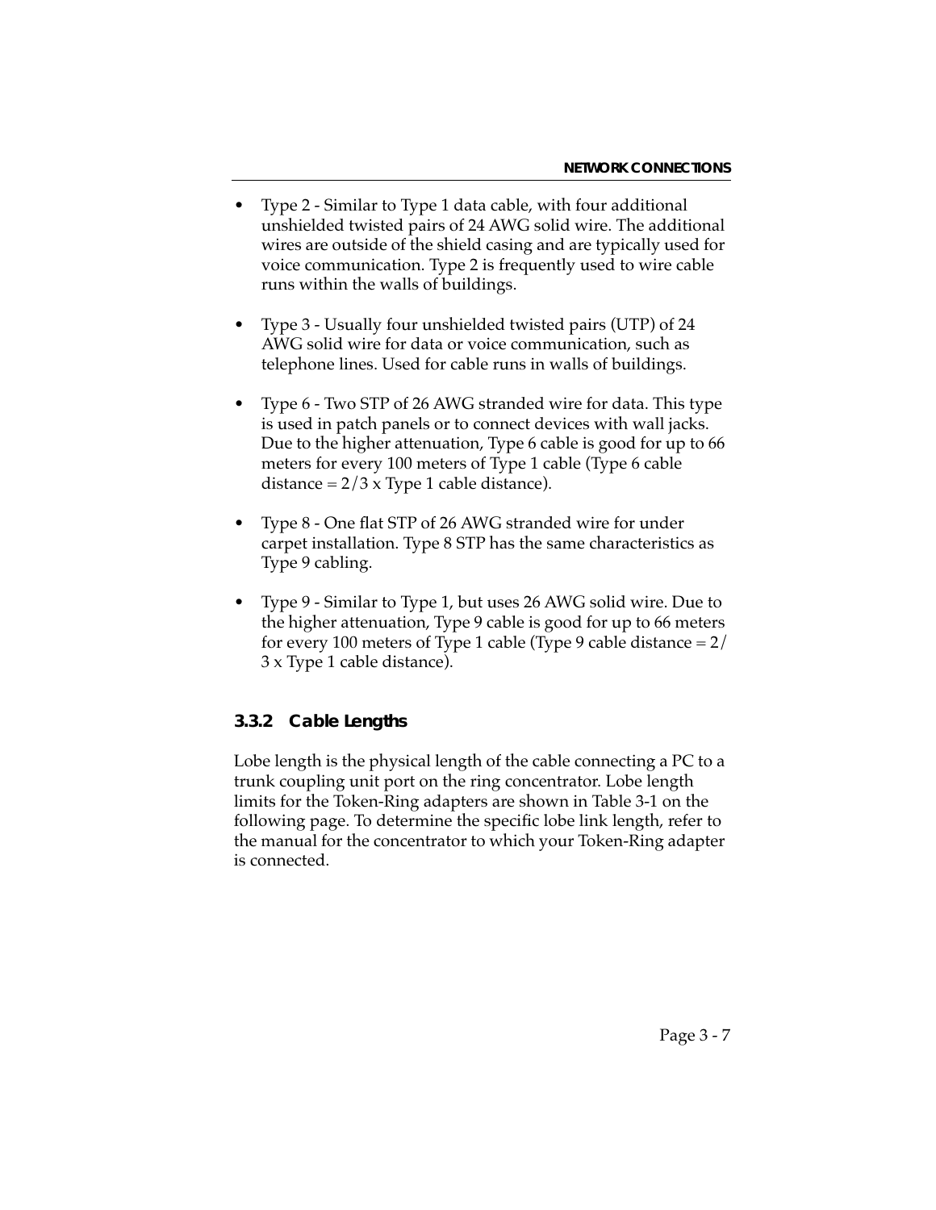- Type 2 - Similar to Type 1 data cable, with four additional unshielded twisted pairs of 24 AWG solid wire. The additional wires are outside of the shield casing and are typically used for voice communication. Type 2 is frequently used to wire cable runs within the walls of buildings.

- Type 3 - Usually four unshielded twisted pairs (UTP) of 24 AWG solid wire for data or voice communication, such as telephone lines. Used for cable runs in walls of buildings.

- Type 6 - Two STP of 26 AWG stranded wire for data. This type is used in patch panels or to connect devices with wall jacks. Due to the higher attenuation, Type 6 cable is good for up to 66 meters for every 100 meters of Type 1 cable (Type 6 cable distance = 2/3 x Type 1 cable distance).

- Type 8 - One flat STP of 26 AWG stranded wire for under carpet installation. Type 8 STP has the same characteristics as Type 9 cabling.

- Type 9 - Similar to Type 1, but uses 26 AWG solid wire. Due to the higher attenuation, Type 9 cable is good for up to 66 meters for every 100 meters of Type 1 cable (Type 9 cable distance = 2/3 x Type 1 cable distance).

### 3.3.2 Cable Lengths

Lobe length is the physical length of the cable connecting a PC to a trunk coupling unit port on the ring concentrator. Lobe length limits for the Token-Ring adapters are shown in Table 3-1 on the following page. To determine the specific lobe link length, refer to the manual for the concentrator to which your Token-Ring adapter is connected.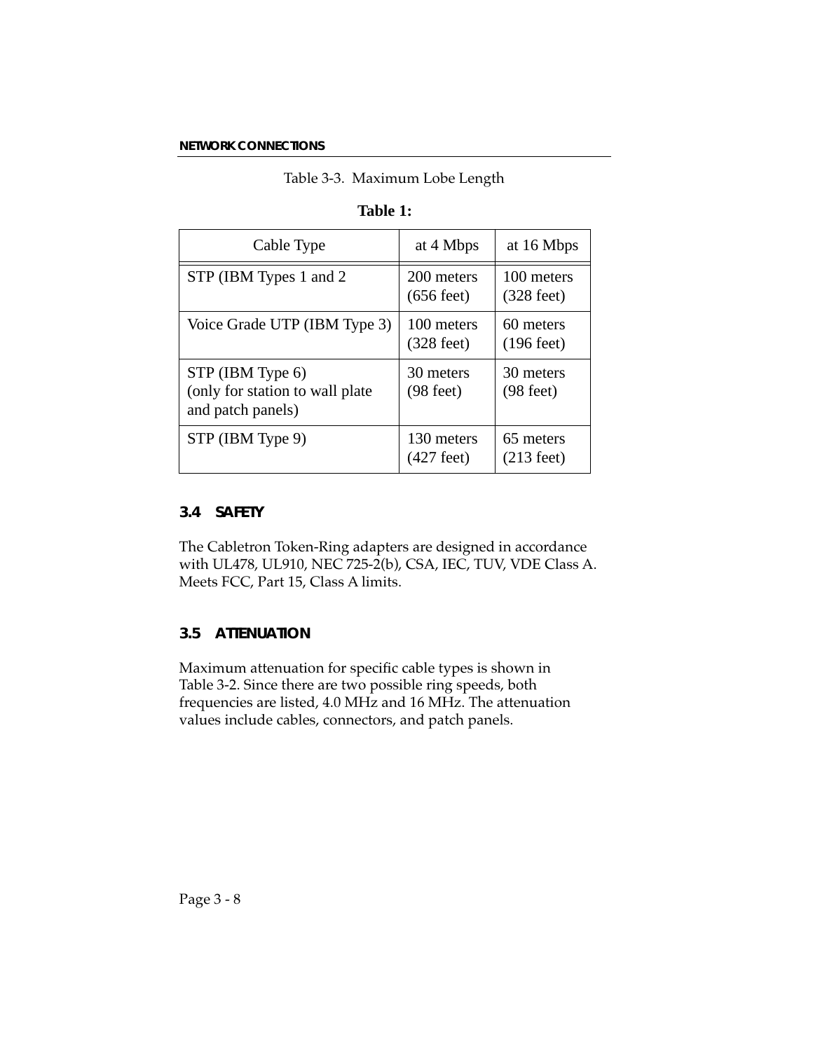Table 3-3. Maximum Lobe Length

**Table 1:**

| Cable Type | at 4 Mbps | at 16 Mbps |
|---|---|---|
| STP (IBM Types 1 and 2 | 200 meters (656 feet) | 100 meters (328 feet) |
| Voice Grade UTP (IBM Type 3) | 100 meters (328 feet) | 60 meters (196 feet) |
| STP (IBM Type 6) (only for station to wall plate and patch panels) | 30 meters (98 feet) | 30 meters (98 feet) |
| STP (IBM Type 9) | 130 meters (427 feet) | 65 meters (213 feet) |

## 3.4 SAFETY

The Cabletron Token-Ring adapters are designed in accordance with UL478, UL910, NEC 725-2(b), CSA, IEC, TUV, VDE Class A. Meets FCC, Part 15, Class A limits.

## 3.5 ATTENUATION

Maximum attenuation for specific cable types is shown in Table 3-2. Since there are two possible ring speeds, both frequencies are listed, 4.0 MHz and 16 MHz. The attenuation values include cables, connectors, and patch panels.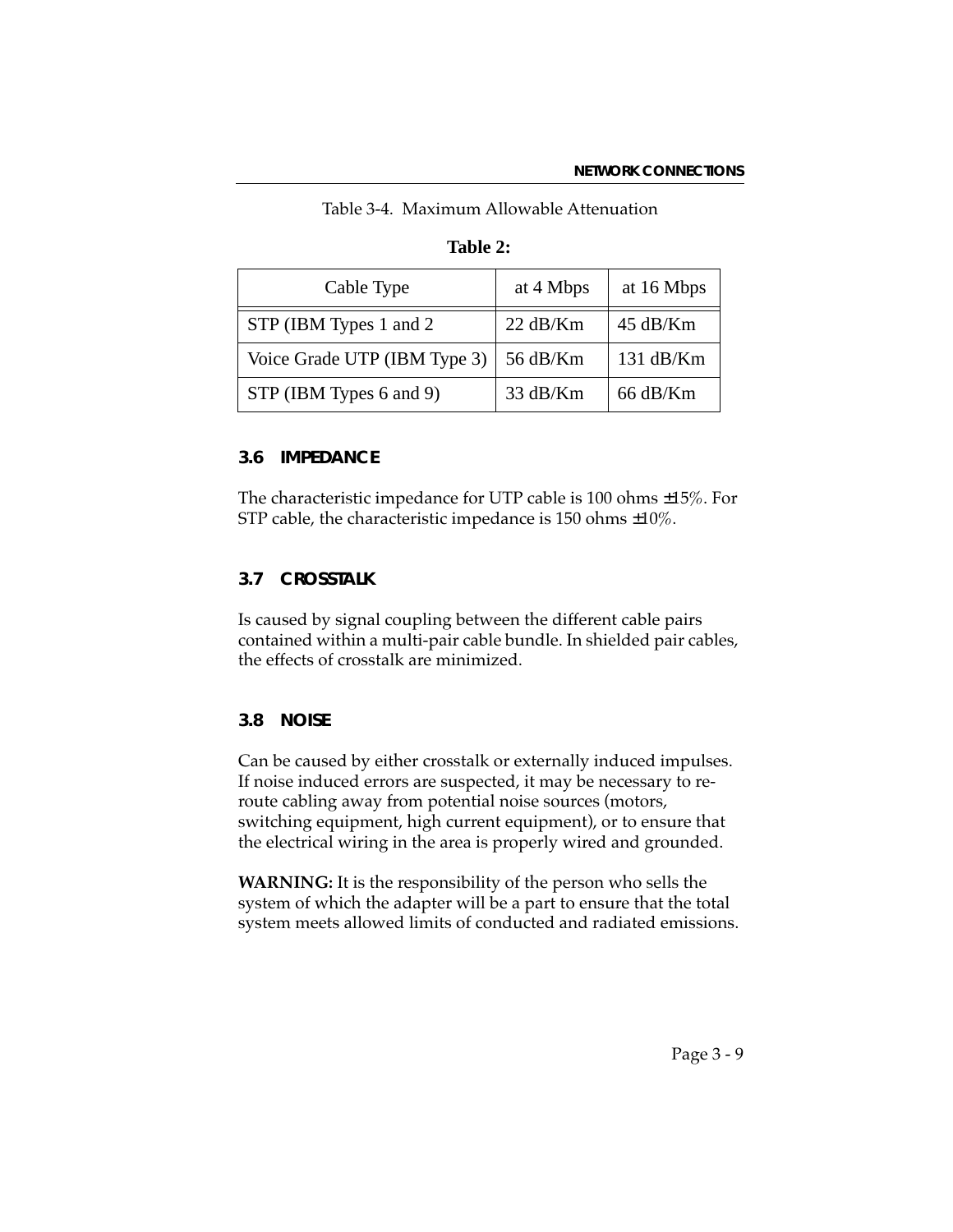Table 3-4. Maximum Allowable Attenuation

**Table 2:**

| Cable Type | at 4 Mbps | at 16 Mbps |
|---|---|---|
| STP (IBM Types 1 and 2 | 22 dB/Km | 45 dB/Km |
| Voice Grade UTP (IBM Type 3) | 56 dB/Km | 131 dB/Km |
| STP (IBM Types 6 and 9) | 33 dB/Km | 66 dB/Km |

## 3.6 IMPEDANCE

The characteristic impedance for UTP cable is 100 ohms ±15%. For STP cable, the characteristic impedance is 150 ohms ±10%.

## 3.7 CROSSTALK

Is caused by signal coupling between the different cable pairs contained within a multi-pair cable bundle. In shielded pair cables, the effects of crosstalk are minimized.

## 3.8 NOISE

Can be caused by either crosstalk or externally induced impulses. If noise induced errors are suspected, it may be necessary to re-route cabling away from potential noise sources (motors, switching equipment, high current equipment), or to ensure that the electrical wiring in the area is properly wired and grounded.

**WARNING:** It is the responsibility of the person who sells the system of which the adapter will be a part to ensure that the total system meets allowed limits of conducted and radiated emissions.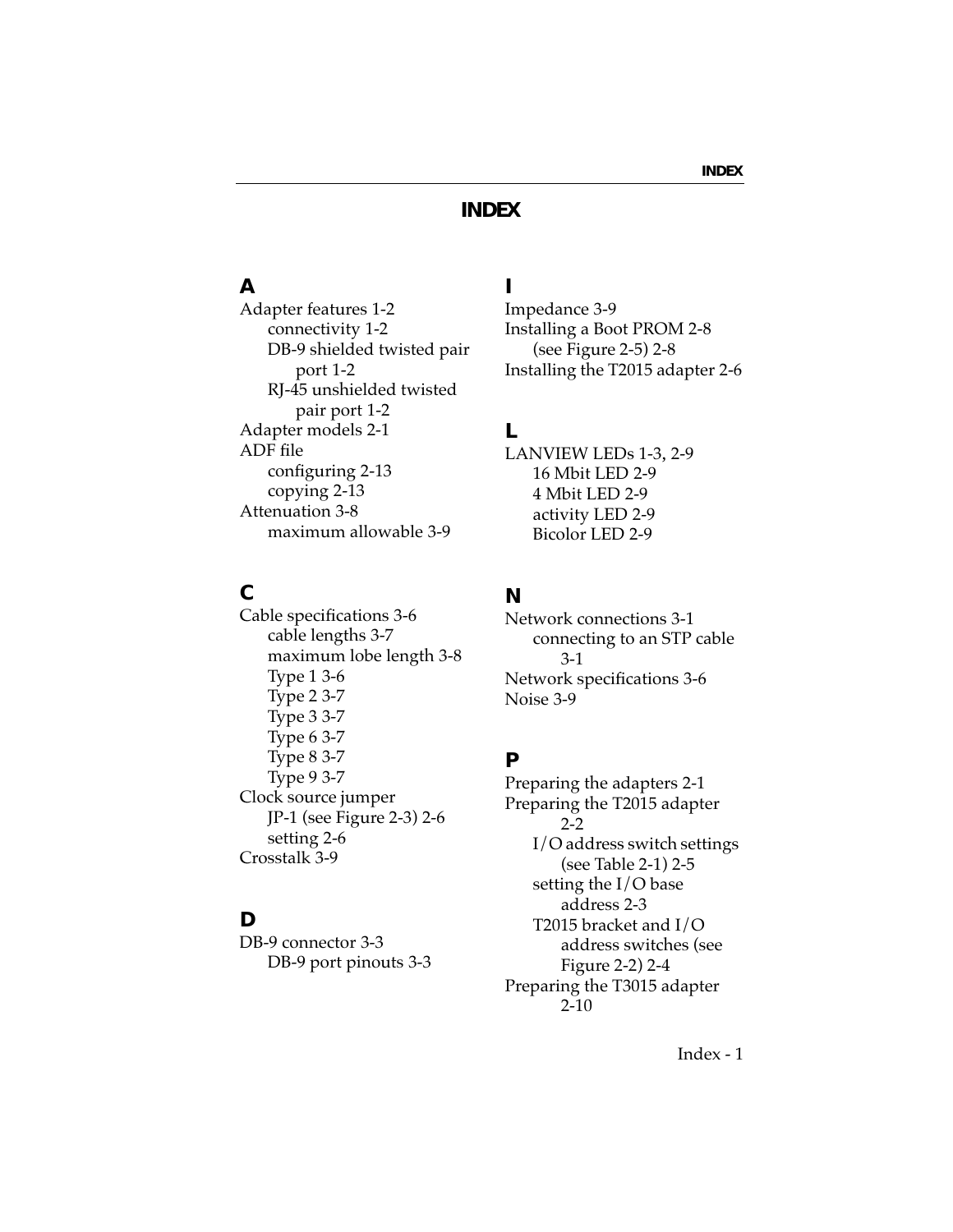# INDEX

## A

Adapter features 1-2
- connectivity 1-2
- DB-9 shielded twisted pair port 1-2
- RJ-45 unshielded twisted pair port 1-2

Adapter models 2-1
ADF file
- configuring 2-13
- copying 2-13

Attenuation 3-8
- maximum allowable 3-9

## C

Cable specifications 3-6
- cable lengths 3-7
- maximum lobe length 3-8
- Type 1 3-6
- Type 2 3-7
- Type 3 3-7
- Type 6 3-7
- Type 8 3-7
- Type 9 3-7

Clock source jumper
- JP-1 (see Figure 2-3) 2-6
- setting 2-6

Crosstalk 3-9

## D

DB-9 connector 3-3
- DB-9 port pinouts 3-3

## I

Impedance 3-9
Installing a Boot PROM 2-8
- (see Figure 2-5) 2-8

Installing the T2015 adapter 2-6

## L

LANVIEW LEDs 1-3, 2-9
- 16 Mbit LED 2-9
- 4 Mbit LED 2-9
- activity LED 2-9
- Bicolor LED 2-9

## N

Network connections 3-1
- connecting to an STP cable 3-1

Network specifications 3-6
Noise 3-9

## P

Preparing the adapters 2-1
Preparing the T2015 adapter 2-2
- I/O address switch settings (see Table 2-1) 2-5
- setting the I/O base address 2-3
- T2015 bracket and I/O address switches (see Figure 2-2) 2-4

Preparing the T3015 adapter 2-10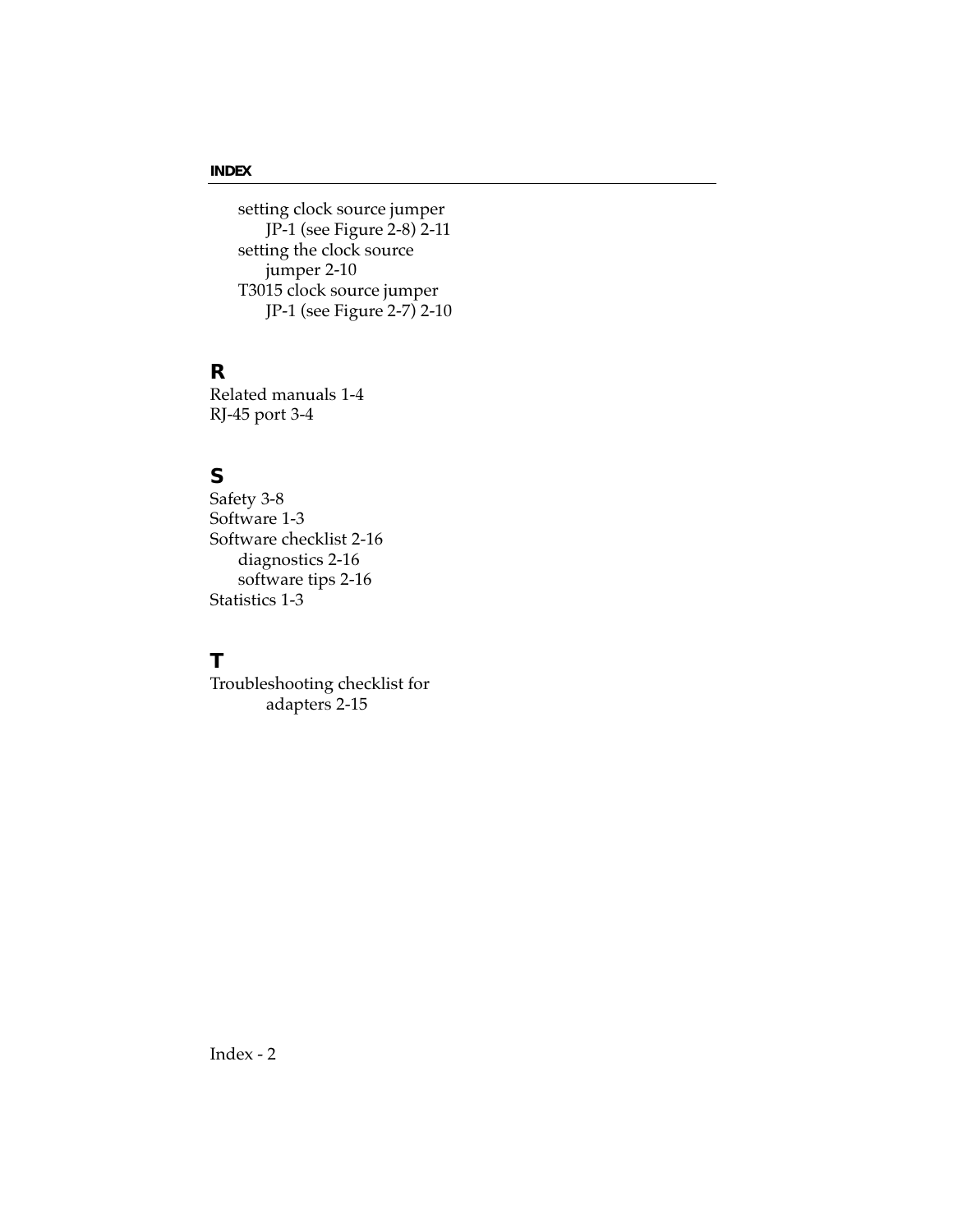setting clock source jumper JP-1 (see Figure 2-8) 2-11
setting the clock source jumper 2-10
T3015 clock source jumper JP-1 (see Figure 2-7) 2-10

## R

Related manuals 1-4
RJ-45 port 3-4

## S

Safety 3-8
Software 1-3
Software checklist 2-16
  diagnostics 2-16
  software tips 2-16
Statistics 1-3

## T

Troubleshooting checklist for adapters 2-15